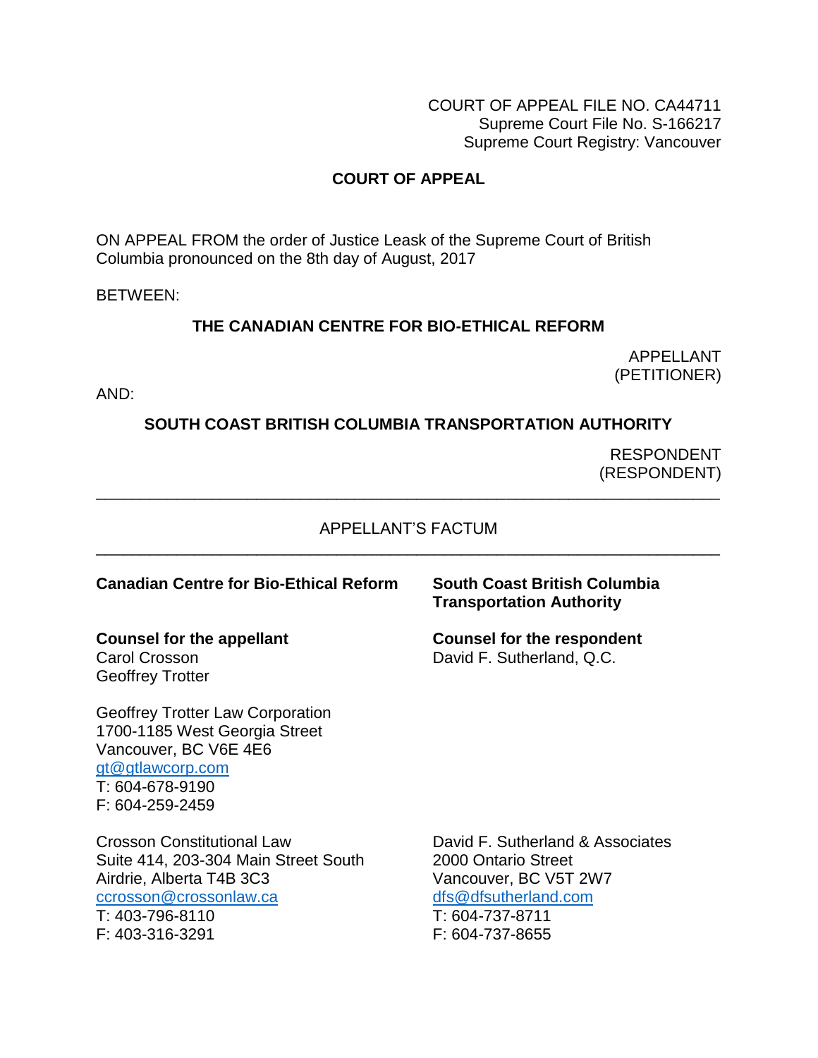COURT OF APPEAL FILE NO. CA44711
Supreme Court File No. S-166217
Supreme Court Registry: Vancouver

**COURT OF APPEAL**

ON APPEAL FROM the order of Justice Leask of the Supreme Court of British Columbia pronounced on the 8th day of August, 2017

BETWEEN:

**THE CANADIAN CENTRE FOR BIO-ETHICAL REFORM**

APPELLANT
(PETITIONER)

AND:

**SOUTH COAST BRITISH COLUMBIA TRANSPORTATION AUTHORITY**

RESPONDENT
(RESPONDENT)

---

APPELLANT'S FACTUM

---

**Canadian Centre for Bio-Ethical Reform**

**Counsel for the appellant**
Carol Crosson
Geoffrey Trotter

Geoffrey Trotter Law Corporation
1700-1185 West Georgia Street
Vancouver, BC V6E 4E6
gt@gtlawcorp.com
T: 604-678-9190
F: 604-259-2459

Crosson Constitutional Law
Suite 414, 203-304 Main Street South
Airdrie, Alberta T4B 3C3
ccrosson@crossonlaw.ca
T: 403-796-8110
F: 403-316-3291

**South Coast British Columbia Transportation Authority**

**Counsel for the respondent**
David F. Sutherland, Q.C.

David F. Sutherland & Associates
2000 Ontario Street
Vancouver, BC V5T 2W7
dfs@dfsutherland.com
T: 604-737-8711
F: 604-737-8655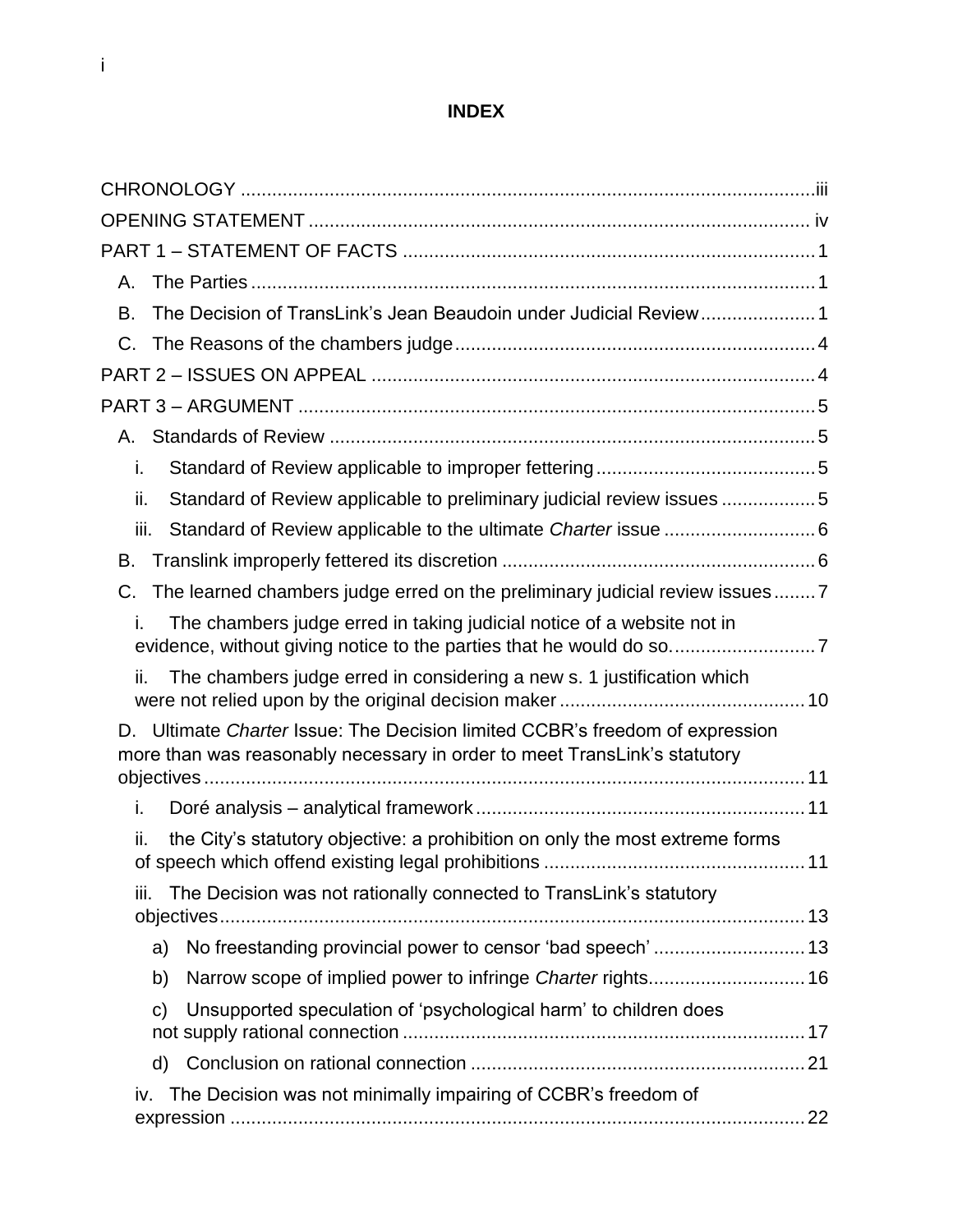# INDEX

CHRONOLOGY ..... iii

OPENING STATEMENT ..... iv

PART 1 – STATEMENT OF FACTS ..... 1

A. The Parties ..... 1

B. The Decision of TransLink's Jean Beaudoin under Judicial Review ..... 1

C. The Reasons of the chambers judge ..... 4

PART 2 – ISSUES ON APPEAL ..... 4

PART 3 – ARGUMENT ..... 5

A. Standards of Review ..... 5

i. Standard of Review applicable to improper fettering ..... 5

ii. Standard of Review applicable to preliminary judicial review issues ..... 5

iii. Standard of Review applicable to the ultimate *Charter* issue ..... 6

B. Translink improperly fettered its discretion ..... 6

C. The learned chambers judge erred on the preliminary judicial review issues ..... 7

i. The chambers judge erred in taking judicial notice of a website not in evidence, without giving notice to the parties that he would do so. ..... 7

ii. The chambers judge erred in considering a new s. 1 justification which were not relied upon by the original decision maker ..... 10

D. Ultimate *Charter* Issue: The Decision limited CCBR's freedom of expression more than was reasonably necessary in order to meet TransLink's statutory objectives ..... 11

i. Doré analysis – analytical framework ..... 11

ii. the City's statutory objective: a prohibition on only the most extreme forms of speech which offend existing legal prohibitions ..... 11

iii. The Decision was not rationally connected to TransLink's statutory objectives ..... 13

a) No freestanding provincial power to censor 'bad speech' ..... 13

b) Narrow scope of implied power to infringe *Charter* rights ..... 16

c) Unsupported speculation of 'psychological harm' to children does not supply rational connection ..... 17

d) Conclusion on rational connection ..... 21

iv. The Decision was not minimally impairing of CCBR's freedom of expression ..... 22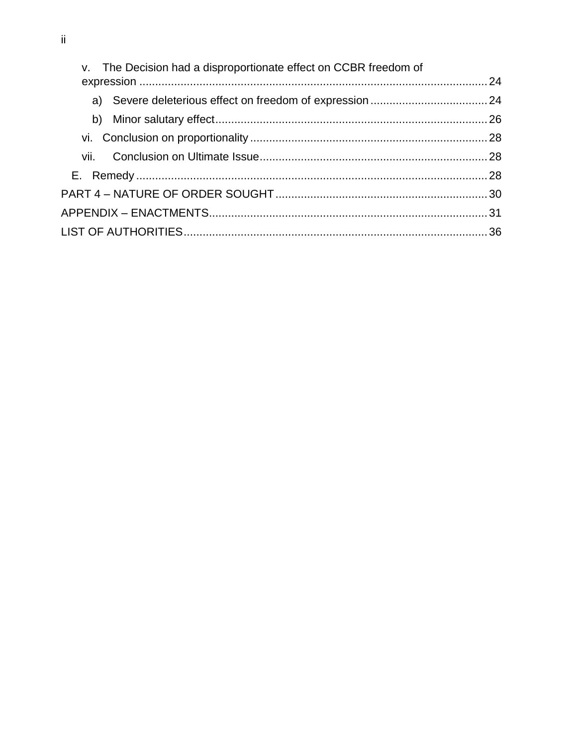- v. The Decision had a disproportionate effect on CCBR freedom of expression ..... 24
  - a) Severe deleterious effect on freedom of expression ..... 24
  - b) Minor salutary effect ..... 26
- vi. Conclusion on proportionality ..... 28
- vii. Conclusion on Ultimate Issue ..... 28

E. Remedy ..... 28

PART 4 – NATURE OF ORDER SOUGHT ..... 30

APPENDIX – ENACTMENTS ..... 31

LIST OF AUTHORITIES ..... 36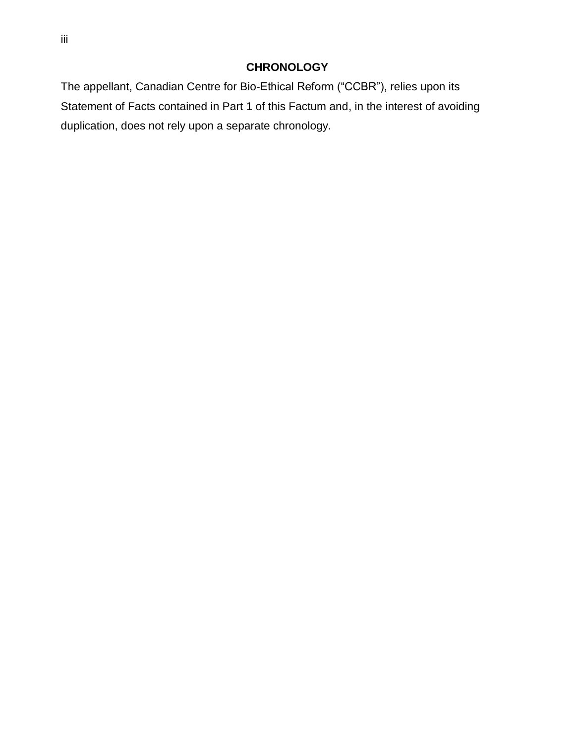## CHRONOLOGY

The appellant, Canadian Centre for Bio-Ethical Reform (“CCBR”), relies upon its Statement of Facts contained in Part 1 of this Factum and, in the interest of avoiding duplication, does not rely upon a separate chronology.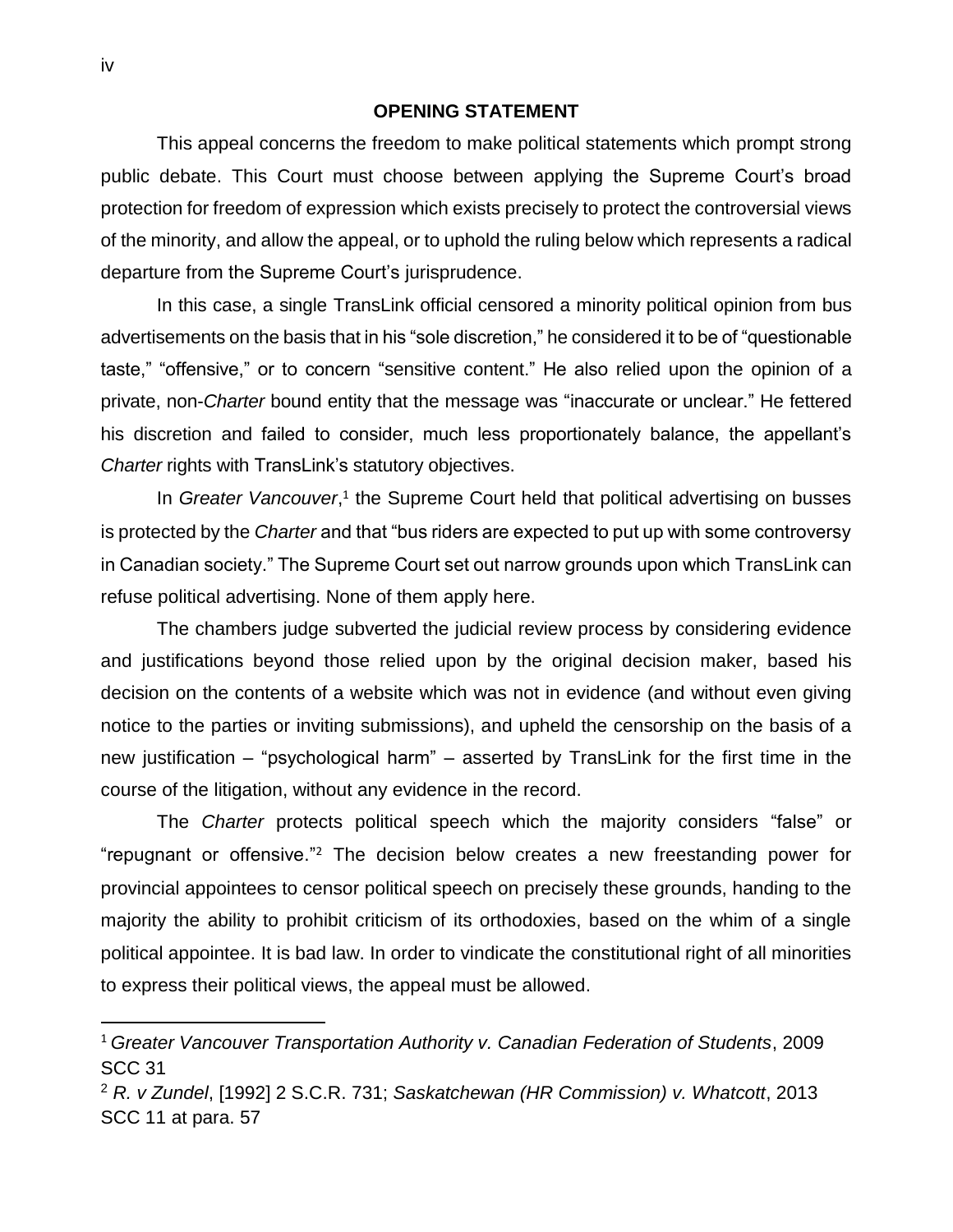## OPENING STATEMENT

This appeal concerns the freedom to make political statements which prompt strong public debate. This Court must choose between applying the Supreme Court's broad protection for freedom of expression which exists precisely to protect the controversial views of the minority, and allow the appeal, or to uphold the ruling below which represents a radical departure from the Supreme Court's jurisprudence.

In this case, a single TransLink official censored a minority political opinion from bus advertisements on the basis that in his "sole discretion," he considered it to be of "questionable taste," "offensive," or to concern "sensitive content." He also relied upon the opinion of a private, non-*Charter* bound entity that the message was "inaccurate or unclear." He fettered his discretion and failed to consider, much less proportionately balance, the appellant's *Charter* rights with TransLink's statutory objectives.

In *Greater Vancouver*,[1] the Supreme Court held that political advertising on busses is protected by the *Charter* and that "bus riders are expected to put up with some controversy in Canadian society." The Supreme Court set out narrow grounds upon which TransLink can refuse political advertising. None of them apply here.

The chambers judge subverted the judicial review process by considering evidence and justifications beyond those relied upon by the original decision maker, based his decision on the contents of a website which was not in evidence (and without even giving notice to the parties or inviting submissions), and upheld the censorship on the basis of a new justification – "psychological harm" – asserted by TransLink for the first time in the course of the litigation, without any evidence in the record.

The *Charter* protects political speech which the majority considers "false" or "repugnant or offensive."[2] The decision below creates a new freestanding power for provincial appointees to censor political speech on precisely these grounds, handing to the majority the ability to prohibit criticism of its orthodoxies, based on the whim of a single political appointee. It is bad law. In order to vindicate the constitutional right of all minorities to express their political views, the appeal must be allowed.

---

[1] *Greater Vancouver Transportation Authority v. Canadian Federation of Students*, 2009 SCC 31

[2] *R. v Zundel*, [1992] 2 S.C.R. 731; *Saskatchewan (HR Commission) v. Whatcott*, 2013 SCC 11 at para. 57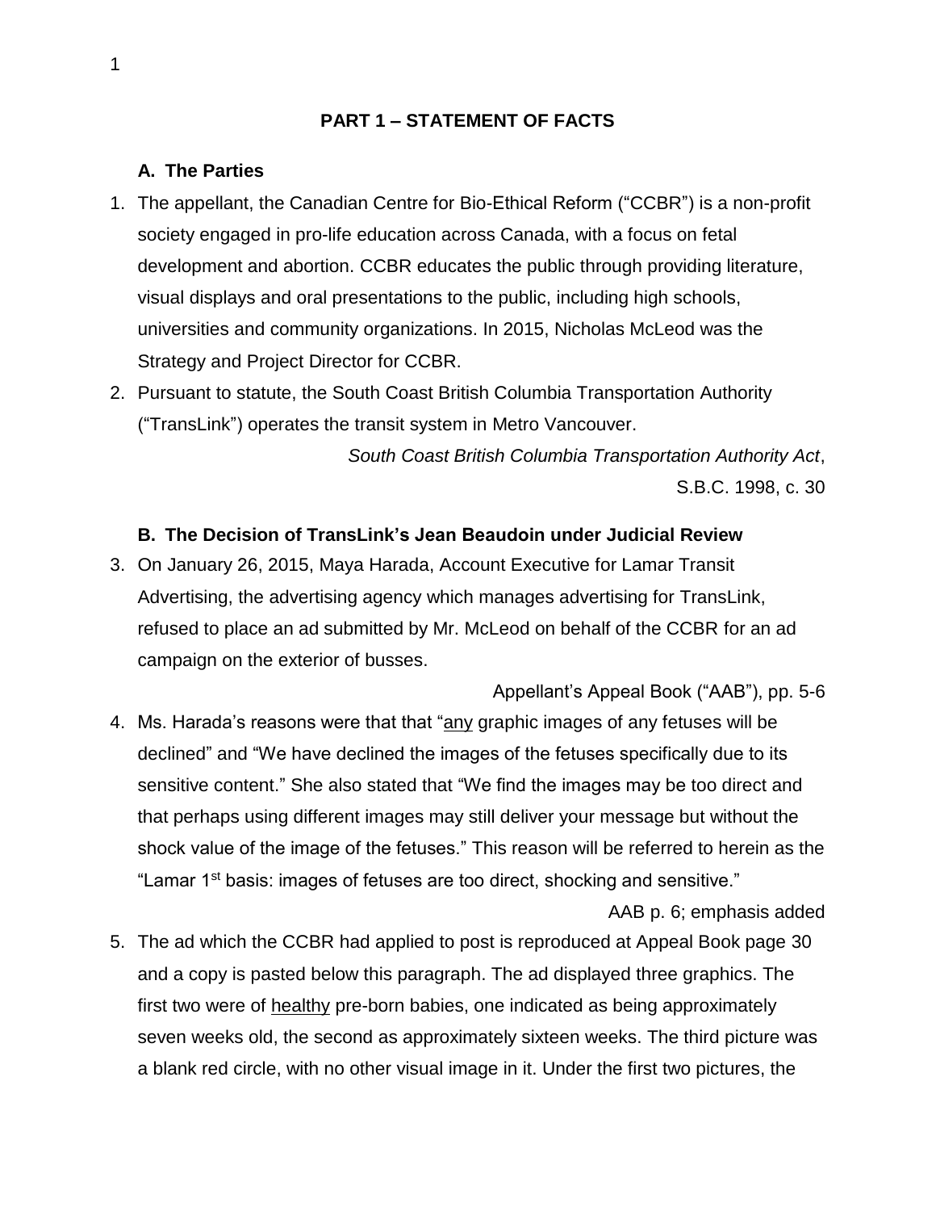## PART 1 – STATEMENT OF FACTS

### A. The Parties

1. The appellant, the Canadian Centre for Bio-Ethical Reform ("CCBR") is a non-profit society engaged in pro-life education across Canada, with a focus on fetal development and abortion. CCBR educates the public through providing literature, visual displays and oral presentations to the public, including high schools, universities and community organizations. In 2015, Nicholas McLeod was the Strategy and Project Director for CCBR.

2. Pursuant to statute, the South Coast British Columbia Transportation Authority ("TransLink") operates the transit system in Metro Vancouver.

   *South Coast British Columbia Transportation Authority Act*, S.B.C. 1998, c. 30

### B. The Decision of TransLink's Jean Beaudoin under Judicial Review

3. On January 26, 2015, Maya Harada, Account Executive for Lamar Transit Advertising, the advertising agency which manages advertising for TransLink, refused to place an ad submitted by Mr. McLeod on behalf of the CCBR for an ad campaign on the exterior of busses.

   Appellant's Appeal Book ("AAB"), pp. 5-6

4. Ms. Harada's reasons were that that "any graphic images of any fetuses will be declined" and "We have declined the images of the fetuses specifically due to its sensitive content." She also stated that "We find the images may be too direct and that perhaps using different images may still deliver your message but without the shock value of the image of the fetuses." This reason will be referred to herein as the "Lamar 1st basis: images of fetuses are too direct, shocking and sensitive."

   AAB p. 6; emphasis added

5. The ad which the CCBR had applied to post is reproduced at Appeal Book page 30 and a copy is pasted below this paragraph. The ad displayed three graphics. The first two were of healthy pre-born babies, one indicated as being approximately seven weeks old, the second as approximately sixteen weeks. The third picture was a blank red circle, with no other visual image in it. Under the first two pictures, the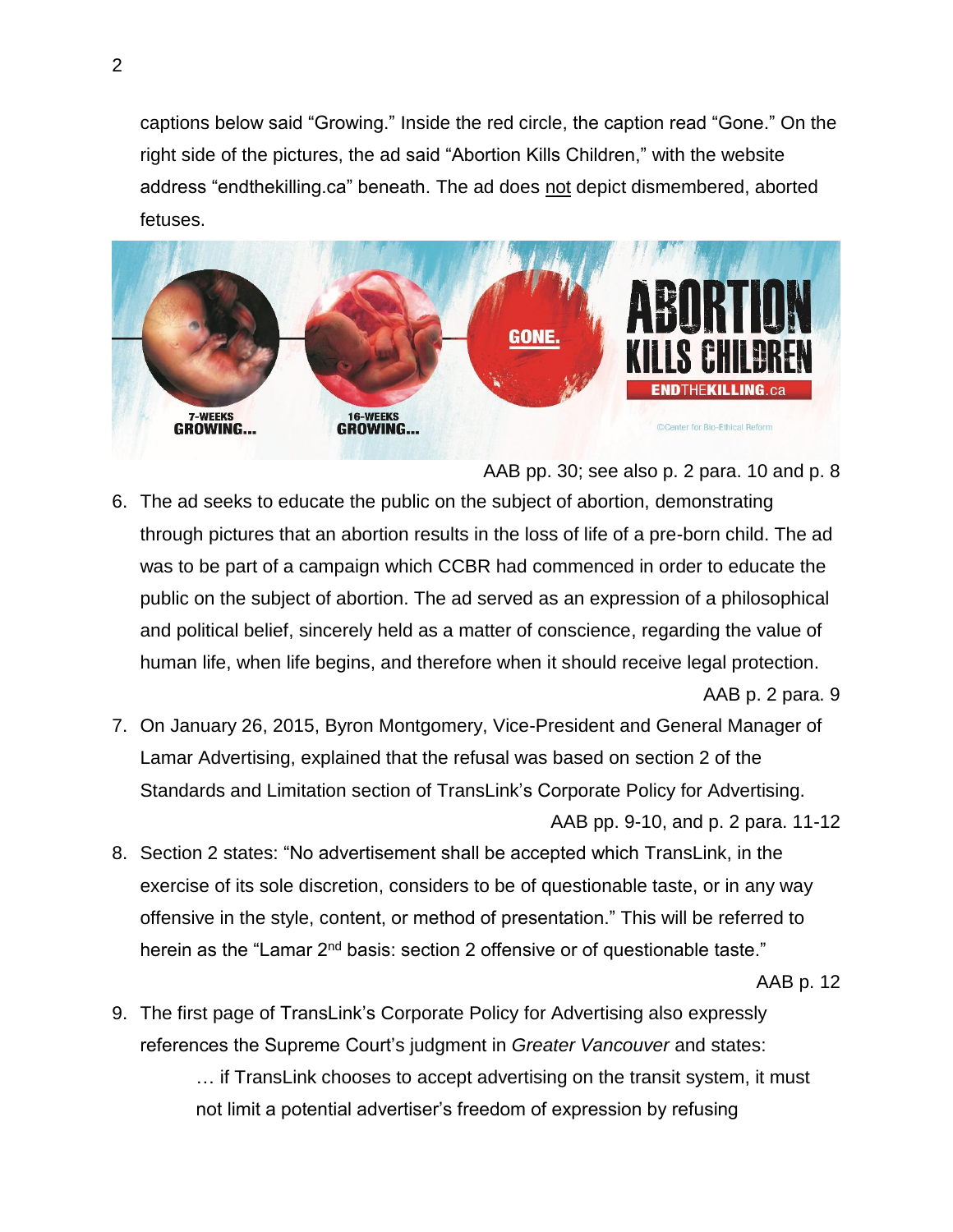captions below said "Growing." Inside the red circle, the caption read "Gone." On the right side of the pictures, the ad said "Abortion Kills Children," with the website address "endthekilling.ca" beneath. The ad does not depict dismembered, aborted fetuses.

AAB pp. 30; see also p. 2 para. 10 and p. 8

6. The ad seeks to educate the public on the subject of abortion, demonstrating through pictures that an abortion results in the loss of life of a pre-born child. The ad was to be part of a campaign which CCBR had commenced in order to educate the public on the subject of abortion. The ad served as an expression of a philosophical and political belief, sincerely held as a matter of conscience, regarding the value of human life, when life begins, and therefore when it should receive legal protection.

   AAB p. 2 para. 9

7. On January 26, 2015, Byron Montgomery, Vice-President and General Manager of Lamar Advertising, explained that the refusal was based on section 2 of the Standards and Limitation section of TransLink's Corporate Policy for Advertising.

   AAB pp. 9-10, and p. 2 para. 11-12

8. Section 2 states: "No advertisement shall be accepted which TransLink, in the exercise of its sole discretion, considers to be of questionable taste, or in any way offensive in the style, content, or method of presentation." This will be referred to herein as the "Lamar 2nd basis: section 2 offensive or of questionable taste."

   AAB p. 12

9. The first page of TransLink's Corporate Policy for Advertising also expressly references the Supreme Court's judgment in *Greater Vancouver* and states:

   > … if TransLink chooses to accept advertising on the transit system, it must not limit a potential advertiser's freedom of expression by refusing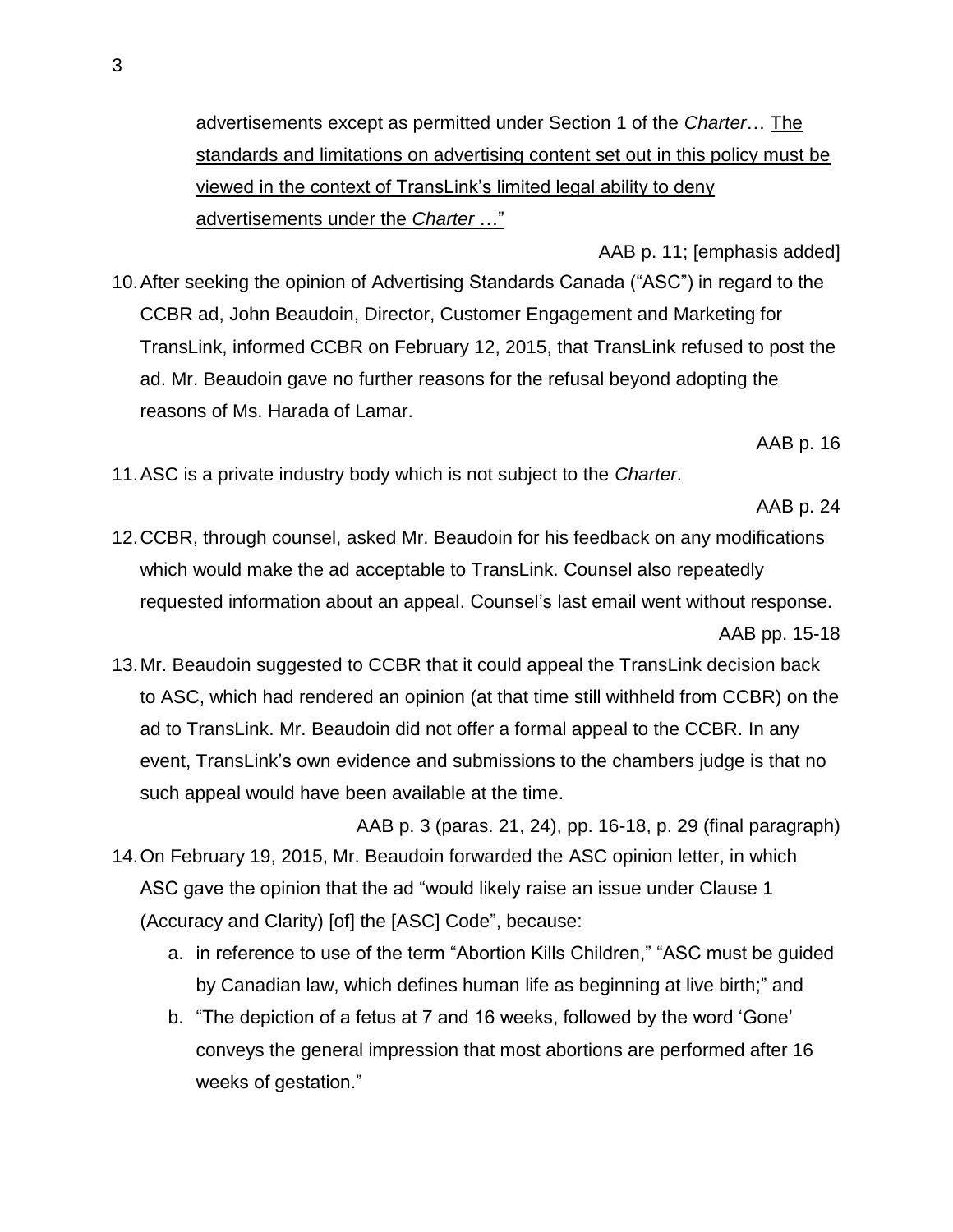> advertisements except as permitted under Section 1 of the *Charter*… <u>The standards and limitations on advertising content set out in this policy must be viewed in the context of TransLink's limited legal ability to deny advertisements under the *Charter* …"</u>

AAB p. 11; [emphasis added]

10. After seeking the opinion of Advertising Standards Canada ("ASC") in regard to the CCBR ad, John Beaudoin, Director, Customer Engagement and Marketing for TransLink, informed CCBR on February 12, 2015, that TransLink refused to post the ad. Mr. Beaudoin gave no further reasons for the refusal beyond adopting the reasons of Ms. Harada of Lamar.

AAB p. 16

11. ASC is a private industry body which is not subject to the *Charter*.

AAB p. 24

12. CCBR, through counsel, asked Mr. Beaudoin for his feedback on any modifications which would make the ad acceptable to TransLink. Counsel also repeatedly requested information about an appeal. Counsel's last email went without response.

AAB pp. 15-18

13. Mr. Beaudoin suggested to CCBR that it could appeal the TransLink decision back to ASC, which had rendered an opinion (at that time still withheld from CCBR) on the ad to TransLink. Mr. Beaudoin did not offer a formal appeal to the CCBR. In any event, TransLink's own evidence and submissions to the chambers judge is that no such appeal would have been available at the time.

AAB p. 3 (paras. 21, 24), pp. 16-18, p. 29 (final paragraph)

14. On February 19, 2015, Mr. Beaudoin forwarded the ASC opinion letter, in which ASC gave the opinion that the ad "would likely raise an issue under Clause 1 (Accuracy and Clarity) [of] the [ASC] Code", because:
    a. in reference to use of the term "Abortion Kills Children," "ASC must be guided by Canadian law, which defines human life as beginning at live birth;" and
    b. "The depiction of a fetus at 7 and 16 weeks, followed by the word 'Gone' conveys the general impression that most abortions are performed after 16 weeks of gestation."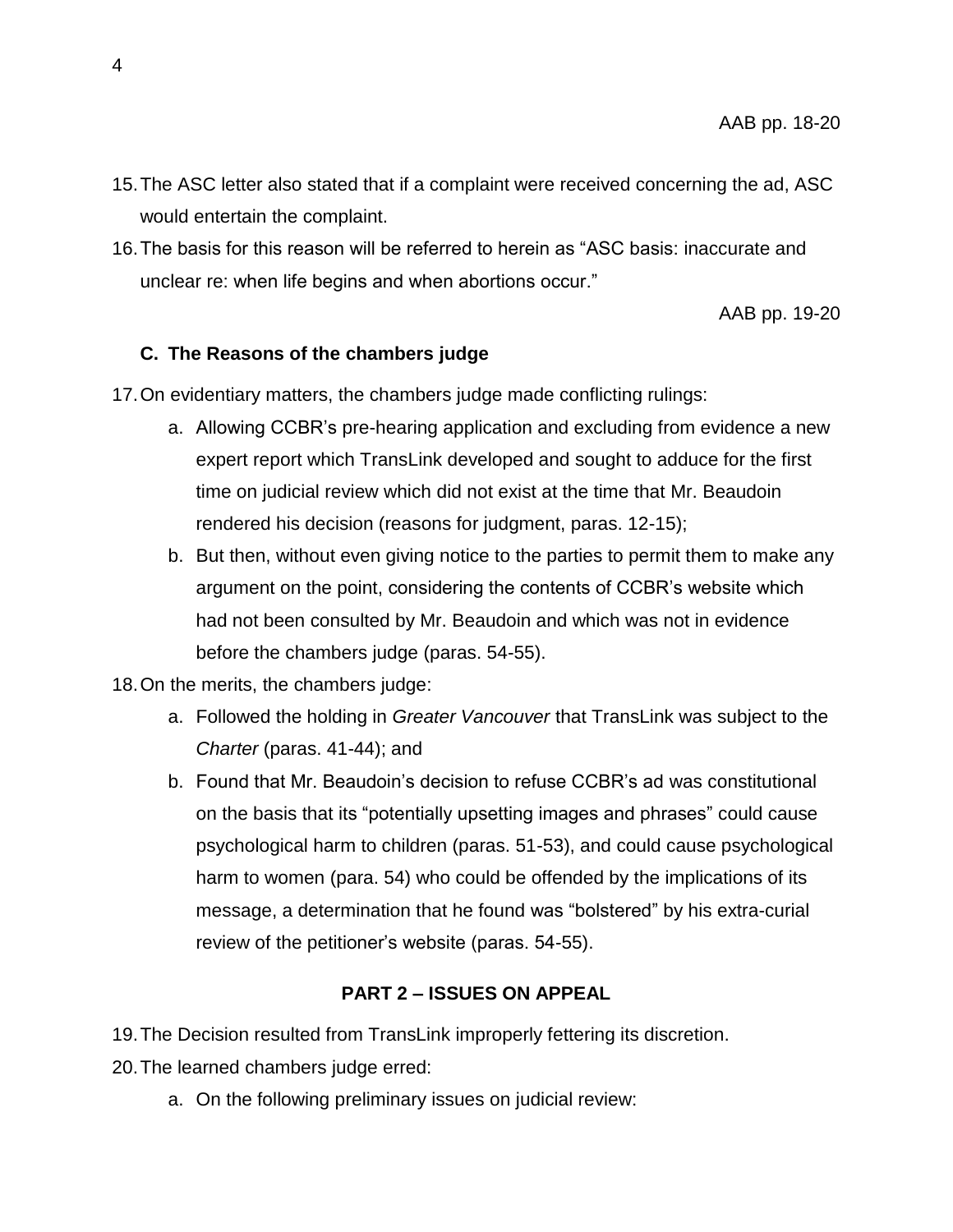AAB pp. 18-20

15. The ASC letter also stated that if a complaint were received concerning the ad, ASC would entertain the complaint.
16. The basis for this reason will be referred to herein as "ASC basis: inaccurate and unclear re: when life begins and when abortions occur."

AAB pp. 19-20

### C. The Reasons of the chambers judge

17. On evidentiary matters, the chambers judge made conflicting rulings:
    a. Allowing CCBR's pre-hearing application and excluding from evidence a new expert report which TransLink developed and sought to adduce for the first time on judicial review which did not exist at the time that Mr. Beaudoin rendered his decision (reasons for judgment, paras. 12-15);
    b. But then, without even giving notice to the parties to permit them to make any argument on the point, considering the contents of CCBR's website which had not been consulted by Mr. Beaudoin and which was not in evidence before the chambers judge (paras. 54-55).
18. On the merits, the chambers judge:
    a. Followed the holding in *Greater Vancouver* that TransLink was subject to the *Charter* (paras. 41-44); and
    b. Found that Mr. Beaudoin's decision to refuse CCBR's ad was constitutional on the basis that its "potentially upsetting images and phrases" could cause psychological harm to children (paras. 51-53), and could cause psychological harm to women (para. 54) who could be offended by the implications of its message, a determination that he found was "bolstered" by his extra-curial review of the petitioner's website (paras. 54-55).

## PART 2 – ISSUES ON APPEAL

19. The Decision resulted from TransLink improperly fettering its discretion.
20. The learned chambers judge erred:
    a. On the following preliminary issues on judicial review: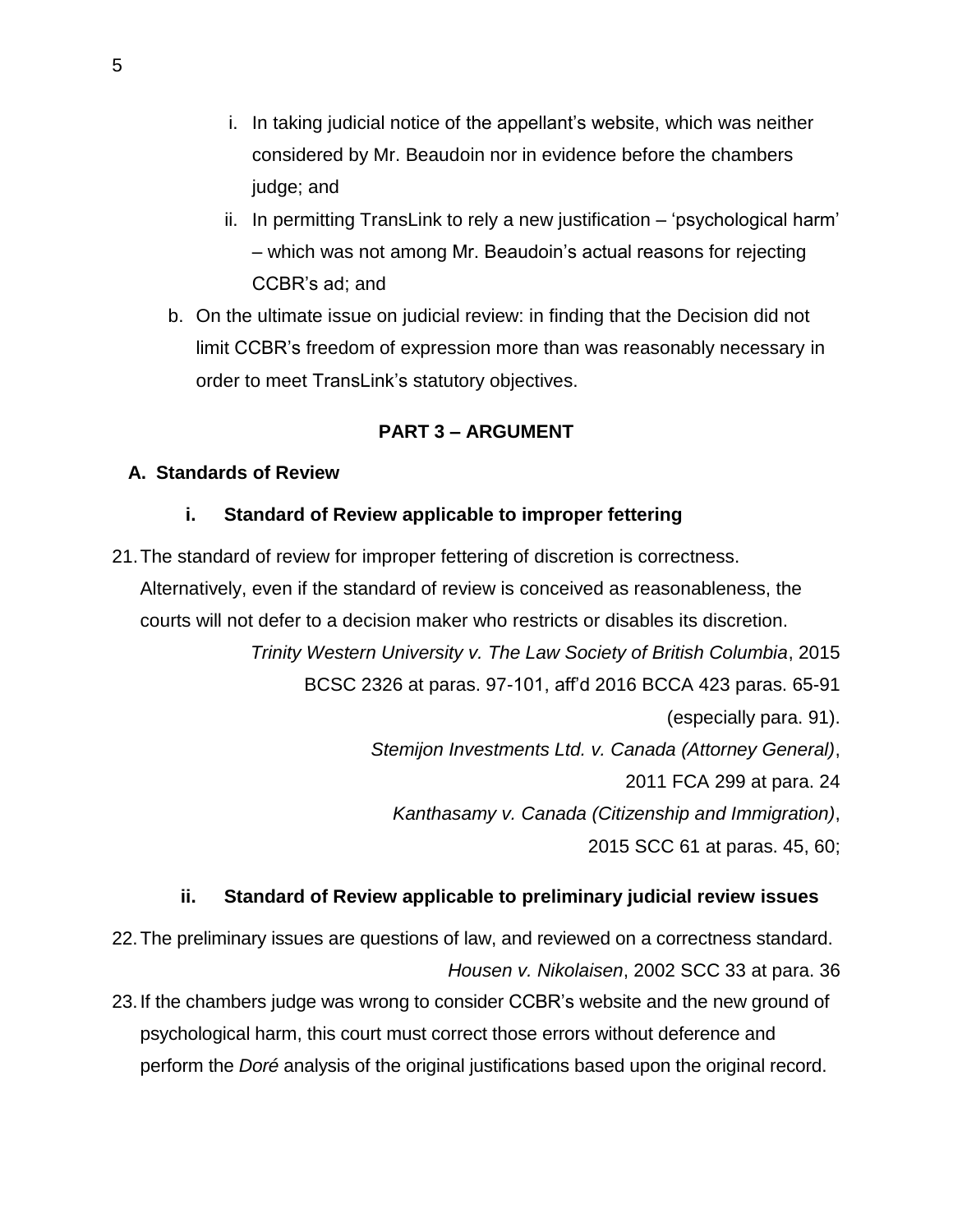i. In taking judicial notice of the appellant's website, which was neither considered by Mr. Beaudoin nor in evidence before the chambers judge; and

ii. In permitting TransLink to rely a new justification – 'psychological harm' – which was not among Mr. Beaudoin's actual reasons for rejecting CCBR's ad; and

b. On the ultimate issue on judicial review: in finding that the Decision did not limit CCBR's freedom of expression more than was reasonably necessary in order to meet TransLink's statutory objectives.

## PART 3 – ARGUMENT

### A. Standards of Review

#### i. Standard of Review applicable to improper fettering

21. The standard of review for improper fettering of discretion is correctness. Alternatively, even if the standard of review is conceived as reasonableness, the courts will not defer to a decision maker who restricts or disables its discretion.

*Trinity Western University v. The Law Society of British Columbia*, 2015 BCSC 2326 at paras. 97-101, aff'd 2016 BCCA 423 paras. 65-91 (especially para. 91).

*Stemijon Investments Ltd. v. Canada (Attorney General)*, 2011 FCA 299 at para. 24

*Kanthasamy v. Canada (Citizenship and Immigration)*, 2015 SCC 61 at paras. 45, 60;

#### ii. Standard of Review applicable to preliminary judicial review issues

22. The preliminary issues are questions of law, and reviewed on a correctness standard.

*Housen v. Nikolaisen*, 2002 SCC 33 at para. 36

23. If the chambers judge was wrong to consider CCBR's website and the new ground of psychological harm, this court must correct those errors without deference and perform the *Doré* analysis of the original justifications based upon the original record.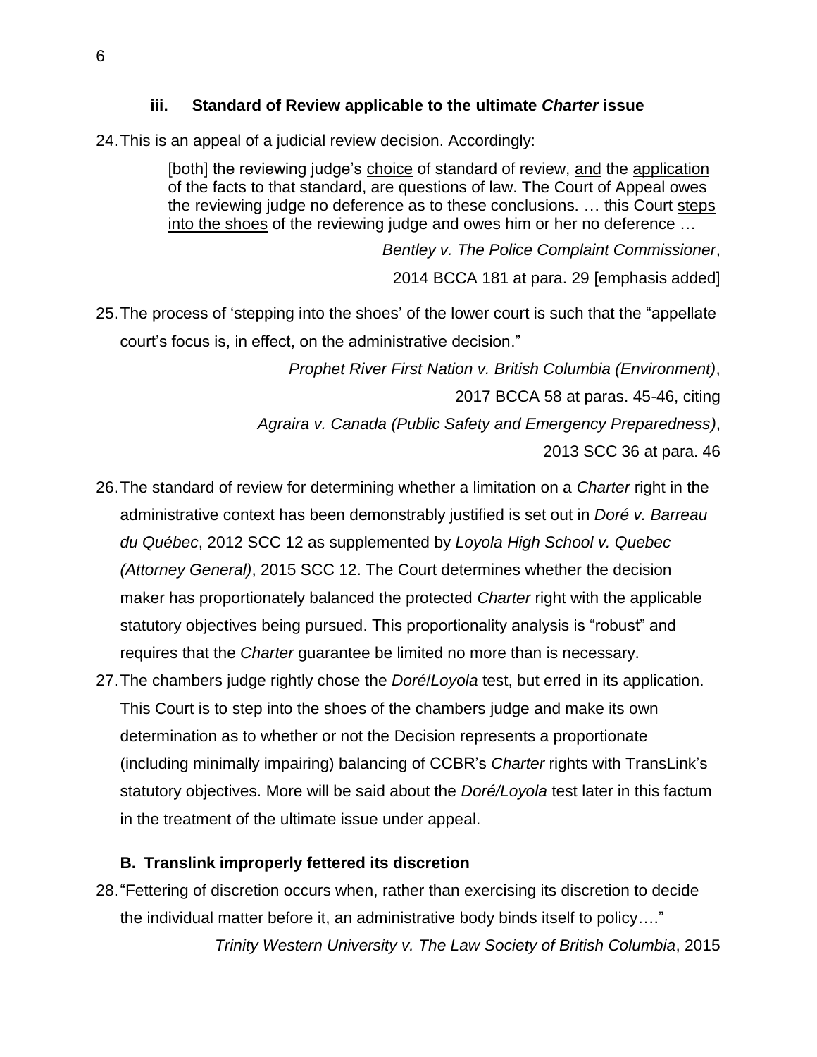### iii. Standard of Review applicable to the ultimate *Charter* issue

24. This is an appeal of a judicial review decision. Accordingly:

> [both] the reviewing judge's <u>choice</u> of standard of review, <u>and</u> the <u>application</u> of the facts to that standard, are questions of law. The Court of Appeal owes the reviewing judge no deference as to these conclusions. … this Court <u>steps into the shoes</u> of the reviewing judge and owes him or her no deference …
>
> *Bentley v. The Police Complaint Commissioner*, 2014 BCCA 181 at para. 29 [emphasis added]

25. The process of 'stepping into the shoes' of the lower court is such that the "appellate court's focus is, in effect, on the administrative decision."

> *Prophet River First Nation v. British Columbia (Environment)*, 2017 BCCA 58 at paras. 45-46, citing *Agraira v. Canada (Public Safety and Emergency Preparedness)*, 2013 SCC 36 at para. 46

26. The standard of review for determining whether a limitation on a *Charter* right in the administrative context has been demonstrably justified is set out in *Doré v. Barreau du Québec*, 2012 SCC 12 as supplemented by *Loyola High School v. Quebec (Attorney General)*, 2015 SCC 12. The Court determines whether the decision maker has proportionately balanced the protected *Charter* right with the applicable statutory objectives being pursued. This proportionality analysis is "robust" and requires that the *Charter* guarantee be limited no more than is necessary.

27. The chambers judge rightly chose the *Doré*/*Loyola* test, but erred in its application. This Court is to step into the shoes of the chambers judge and make its own determination as to whether or not the Decision represents a proportionate (including minimally impairing) balancing of CCBR's *Charter* rights with TransLink's statutory objectives. More will be said about the *Doré/Loyola* test later in this factum in the treatment of the ultimate issue under appeal.

## B. Translink improperly fettered its discretion

28. "Fettering of discretion occurs when, rather than exercising its discretion to decide the individual matter before it, an administrative body binds itself to policy…."

> *Trinity Western University v. The Law Society of British Columbia*, 2015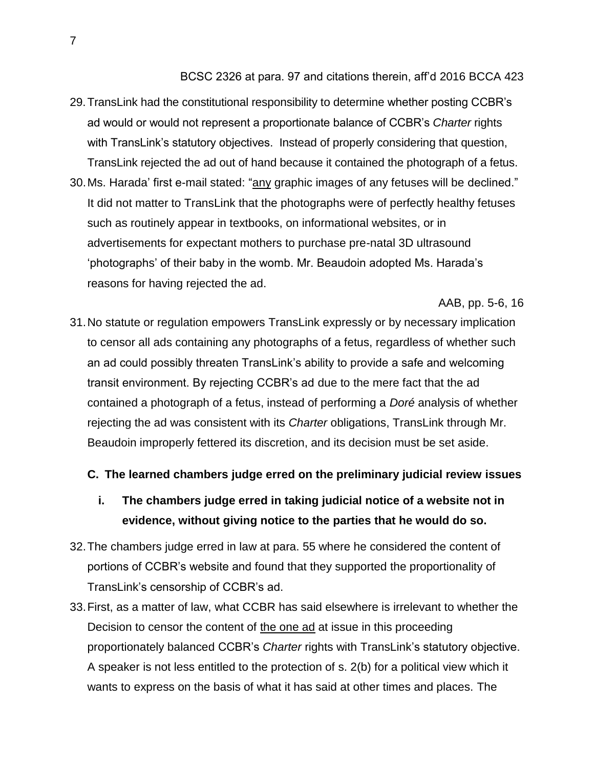BCSC 2326 at para. 97 and citations therein, aff'd 2016 BCCA 423

29. TransLink had the constitutional responsibility to determine whether posting CCBR's ad would or would not represent a proportionate balance of CCBR's *Charter* rights with TransLink's statutory objectives. Instead of properly considering that question, TransLink rejected the ad out of hand because it contained the photograph of a fetus.

30. Ms. Harada' first e-mail stated: "any graphic images of any fetuses will be declined." It did not matter to TransLink that the photographs were of perfectly healthy fetuses such as routinely appear in textbooks, on informational websites, or in advertisements for expectant mothers to purchase pre-natal 3D ultrasound 'photographs' of their baby in the womb. Mr. Beaudoin adopted Ms. Harada's reasons for having rejected the ad.

AAB, pp. 5-6, 16

31. No statute or regulation empowers TransLink expressly or by necessary implication to censor all ads containing any photographs of a fetus, regardless of whether such an ad could possibly threaten TransLink's ability to provide a safe and welcoming transit environment. By rejecting CCBR's ad due to the mere fact that the ad contained a photograph of a fetus, instead of performing a *Doré* analysis of whether rejecting the ad was consistent with its *Charter* obligations, TransLink through Mr. Beaudoin improperly fettered its discretion, and its decision must be set aside.

### C. The learned chambers judge erred on the preliminary judicial review issues

#### i. The chambers judge erred in taking judicial notice of a website not in evidence, without giving notice to the parties that he would do so.

32. The chambers judge erred in law at para. 55 where he considered the content of portions of CCBR's website and found that they supported the proportionality of TransLink's censorship of CCBR's ad.

33. First, as a matter of law, what CCBR has said elsewhere is irrelevant to whether the Decision to censor the content of the one ad at issue in this proceeding proportionately balanced CCBR's *Charter* rights with TransLink's statutory objective. A speaker is not less entitled to the protection of s. 2(b) for a political view which it wants to express on the basis of what it has said at other times and places. The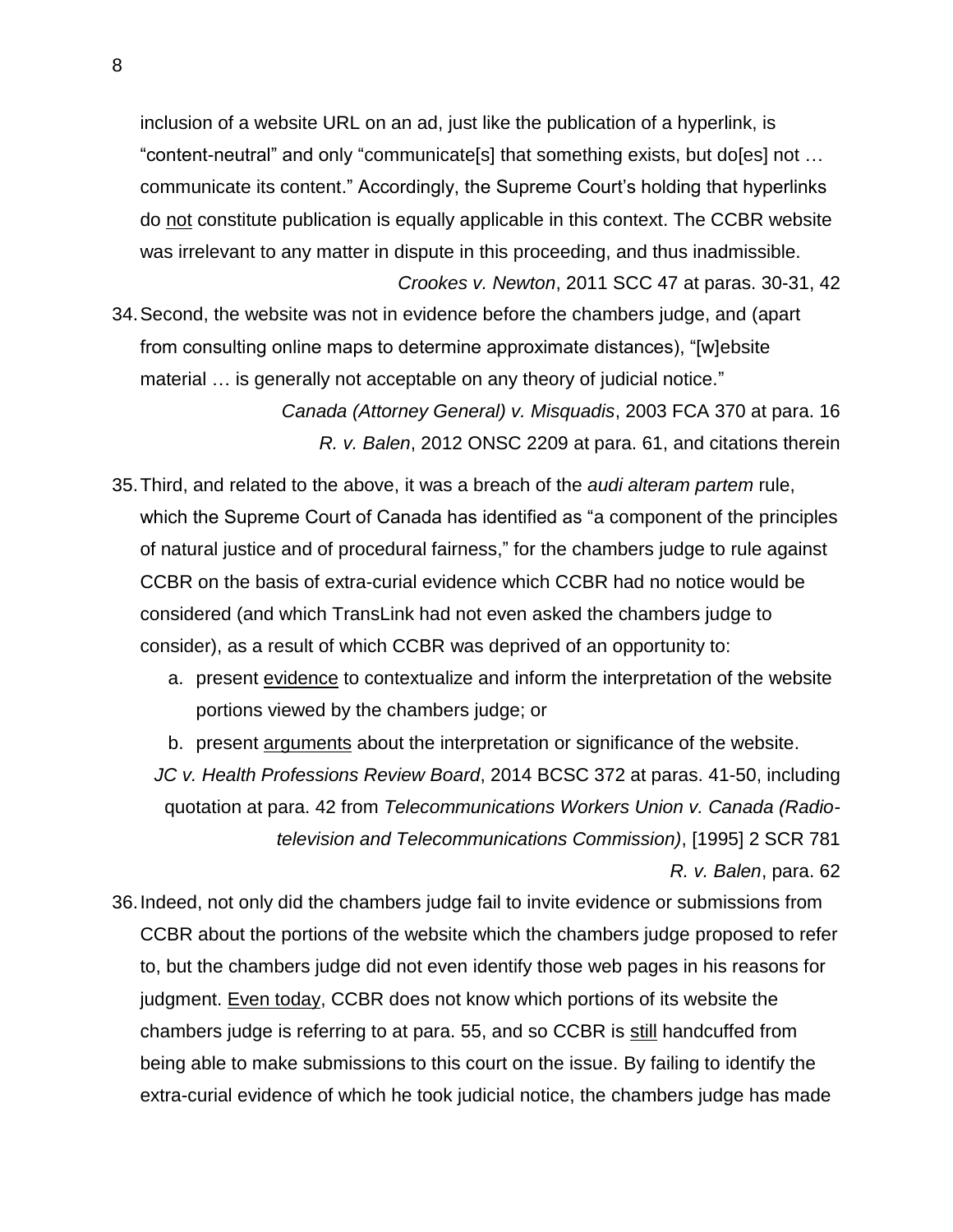inclusion of a website URL on an ad, just like the publication of a hyperlink, is "content-neutral" and only "communicate[s] that something exists, but do[es] not … communicate its content." Accordingly, the Supreme Court's holding that hyperlinks do <u>not</u> constitute publication is equally applicable in this context. The CCBR website was irrelevant to any matter in dispute in this proceeding, and thus inadmissible.

*Crookes v. Newton*, 2011 SCC 47 at paras. 30-31, 42

34. Second, the website was not in evidence before the chambers judge, and (apart from consulting online maps to determine approximate distances), "[w]ebsite material … is generally not acceptable on any theory of judicial notice."

*Canada (Attorney General) v. Misquadis*, 2003 FCA 370 at para. 16
*R. v. Balen*, 2012 ONSC 2209 at para. 61, and citations therein

35. Third, and related to the above, it was a breach of the *audi alteram partem* rule, which the Supreme Court of Canada has identified as "a component of the principles of natural justice and of procedural fairness," for the chambers judge to rule against CCBR on the basis of extra-curial evidence which CCBR had no notice would be considered (and which TransLink had not even asked the chambers judge to consider), as a result of which CCBR was deprived of an opportunity to:

    a. present <u>evidence</u> to contextualize and inform the interpretation of the website portions viewed by the chambers judge; or

    b. present <u>arguments</u> about the interpretation or significance of the website.

*JC v. Health Professions Review Board*, 2014 BCSC 372 at paras. 41-50, including quotation at para. 42 from *Telecommunications Workers Union v. Canada (Radio-television and Telecommunications Commission)*, [1995] 2 SCR 781
*R. v. Balen*, para. 62

36. Indeed, not only did the chambers judge fail to invite evidence or submissions from CCBR about the portions of the website which the chambers judge proposed to refer to, but the chambers judge did not even identify those web pages in his reasons for judgment. <u>Even today</u>, CCBR does not know which portions of its website the chambers judge is referring to at para. 55, and so CCBR is <u>still</u> handcuffed from being able to make submissions to this court on the issue. By failing to identify the extra-curial evidence of which he took judicial notice, the chambers judge has made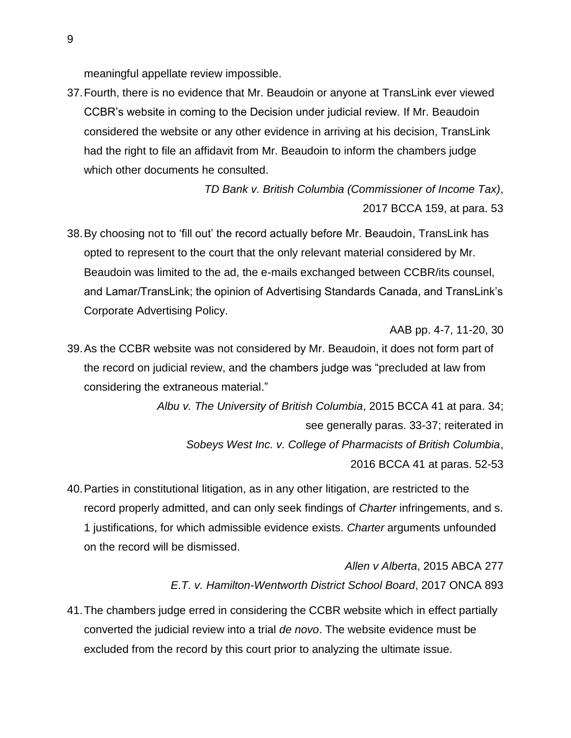meaningful appellate review impossible.

37. Fourth, there is no evidence that Mr. Beaudoin or anyone at TransLink ever viewed CCBR's website in coming to the Decision under judicial review. If Mr. Beaudoin considered the website or any other evidence in arriving at his decision, TransLink had the right to file an affidavit from Mr. Beaudoin to inform the chambers judge which other documents he consulted.

> *TD Bank v. British Columbia (Commissioner of Income Tax)*, 2017 BCCA 159, at para. 53

38. By choosing not to 'fill out' the record actually before Mr. Beaudoin, TransLink has opted to represent to the court that the only relevant material considered by Mr. Beaudoin was limited to the ad, the e-mails exchanged between CCBR/its counsel, and Lamar/TransLink; the opinion of Advertising Standards Canada, and TransLink's Corporate Advertising Policy.

> AAB pp. 4-7, 11-20, 30

39. As the CCBR website was not considered by Mr. Beaudoin, it does not form part of the record on judicial review, and the chambers judge was "precluded at law from considering the extraneous material."

> *Albu v. The University of British Columbia*, 2015 BCCA 41 at para. 34; see generally paras. 33-37; reiterated in *Sobeys West Inc. v. College of Pharmacists of British Columbia*, 2016 BCCA 41 at paras. 52-53

40. Parties in constitutional litigation, as in any other litigation, are restricted to the record properly admitted, and can only seek findings of *Charter* infringements, and s. 1 justifications, for which admissible evidence exists. *Charter* arguments unfounded on the record will be dismissed.

> *Allen v Alberta*, 2015 ABCA 277
> *E.T. v. Hamilton-Wentworth District School Board*, 2017 ONCA 893

41. The chambers judge erred in considering the CCBR website which in effect partially converted the judicial review into a trial *de novo*. The website evidence must be excluded from the record by this court prior to analyzing the ultimate issue.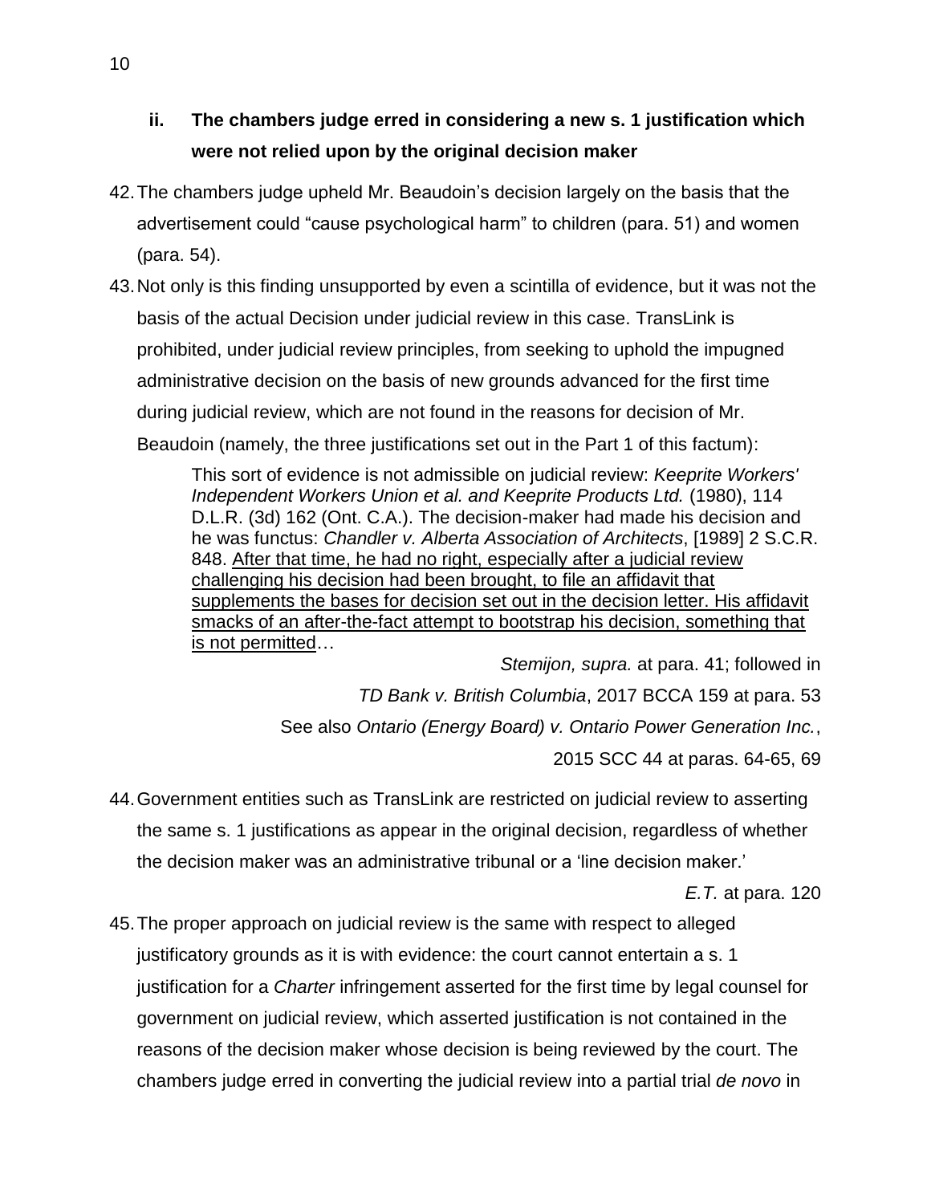### ii. The chambers judge erred in considering a new s. 1 justification which were not relied upon by the original decision maker

42. The chambers judge upheld Mr. Beaudoin's decision largely on the basis that the advertisement could "cause psychological harm" to children (para. 51) and women (para. 54).

43. Not only is this finding unsupported by even a scintilla of evidence, but it was not the basis of the actual Decision under judicial review in this case. TransLink is prohibited, under judicial review principles, from seeking to uphold the impugned administrative decision on the basis of new grounds advanced for the first time during judicial review, which are not found in the reasons for decision of Mr. Beaudoin (namely, the three justifications set out in the Part 1 of this factum):

> This sort of evidence is not admissible on judicial review: *Keeprite Workers' Independent Workers Union et al. and Keeprite Products Ltd.* (1980), 114 D.L.R. (3d) 162 (Ont. C.A.). The decision-maker had made his decision and he was functus: *Chandler v. Alberta Association of Architects*, [1989] 2 S.C.R. 848. <u>After that time, he had no right, especially after a judicial review challenging his decision had been brought, to file an affidavit that supplements the bases for decision set out in the decision letter. His affidavit smacks of an after-the-fact attempt to bootstrap his decision, something that is not permitted</u>…
>
> *Stemijon, supra.* at para. 41; followed in
> *TD Bank v. British Columbia*, 2017 BCCA 159 at para. 53
> See also *Ontario (Energy Board) v. Ontario Power Generation Inc.*, 2015 SCC 44 at paras. 64-65, 69

44. Government entities such as TransLink are restricted on judicial review to asserting the same s. 1 justifications as appear in the original decision, regardless of whether the decision maker was an administrative tribunal or a 'line decision maker.'

*E.T.* at para. 120

45. The proper approach on judicial review is the same with respect to alleged justificatory grounds as it is with evidence: the court cannot entertain a s. 1 justification for a *Charter* infringement asserted for the first time by legal counsel for government on judicial review, which asserted justification is not contained in the reasons of the decision maker whose decision is being reviewed by the court. The chambers judge erred in converting the judicial review into a partial trial *de novo* in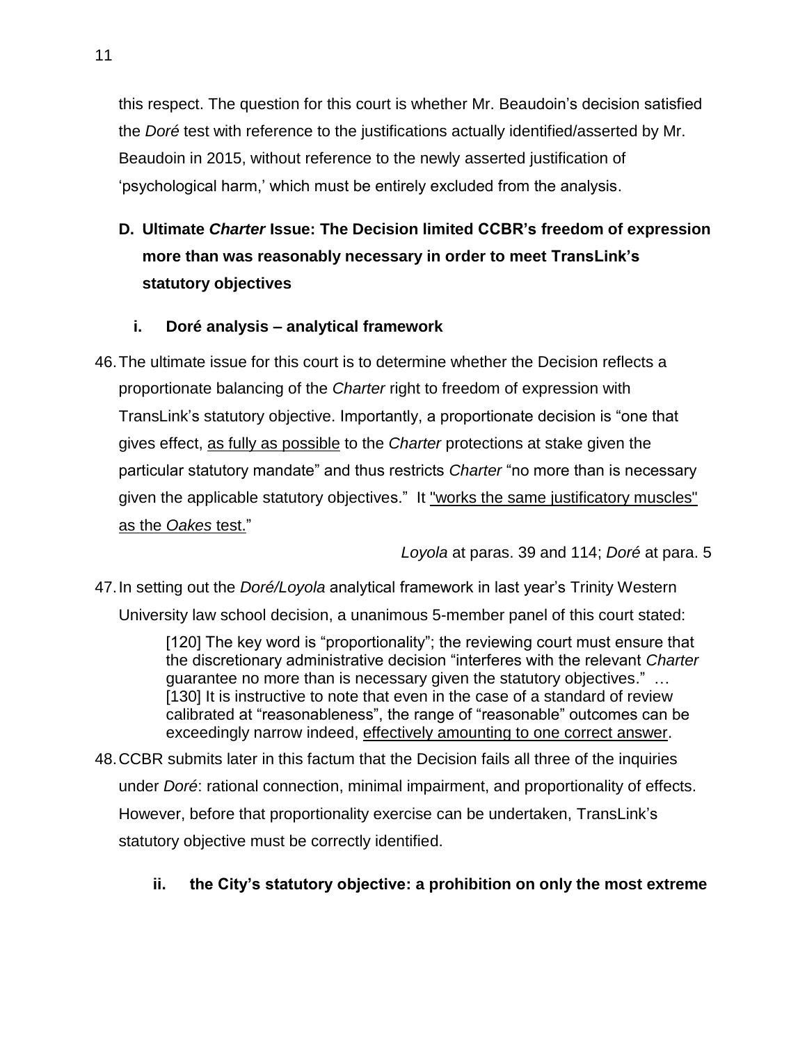this respect. The question for this court is whether Mr. Beaudoin's decision satisfied the *Doré* test with reference to the justifications actually identified/asserted by Mr. Beaudoin in 2015, without reference to the newly asserted justification of 'psychological harm,' which must be entirely excluded from the analysis.

## D. Ultimate *Charter* Issue: The Decision limited CCBR's freedom of expression more than was reasonably necessary in order to meet TransLink's statutory objectives

### i. Doré analysis – analytical framework

46. The ultimate issue for this court is to determine whether the Decision reflects a proportionate balancing of the *Charter* right to freedom of expression with TransLink's statutory objective. Importantly, a proportionate decision is "one that gives effect, <u>as fully as possible</u> to the *Charter* protections at stake given the particular statutory mandate" and thus restricts *Charter* "no more than is necessary given the applicable statutory objectives." It <u>"works the same justificatory muscles" as the *Oakes* test.</u>"

*Loyola* at paras. 39 and 114; *Doré* at para. 5

47. In setting out the *Doré/Loyola* analytical framework in last year's Trinity Western University law school decision, a unanimous 5-member panel of this court stated:

> [120] The key word is "proportionality"; the reviewing court must ensure that the discretionary administrative decision "interferes with the relevant *Charter* guarantee no more than is necessary given the statutory objectives." … [130] It is instructive to note that even in the case of a standard of review calibrated at "reasonableness", the range of "reasonable" outcomes can be exceedingly narrow indeed, <u>effectively amounting to one correct answer</u>.

48. CCBR submits later in this factum that the Decision fails all three of the inquiries under *Doré*: rational connection, minimal impairment, and proportionality of effects. However, before that proportionality exercise can be undertaken, TransLink's statutory objective must be correctly identified.

### ii. the City's statutory objective: a prohibition on only the most extreme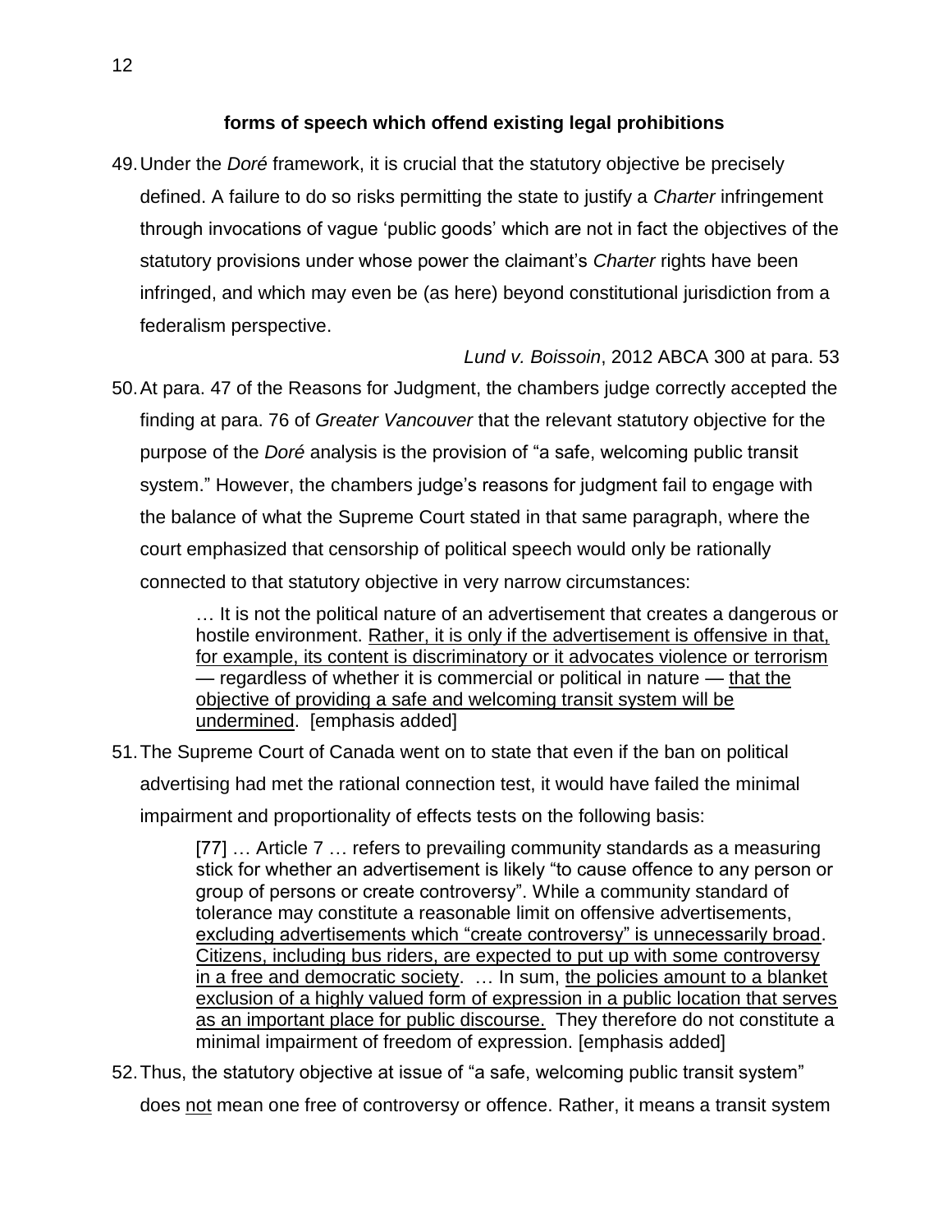**forms of speech which offend existing legal prohibitions**

49. Under the *Doré* framework, it is crucial that the statutory objective be precisely defined. A failure to do so risks permitting the state to justify a *Charter* infringement through invocations of vague 'public goods' which are not in fact the objectives of the statutory provisions under whose power the claimant's *Charter* rights have been infringed, and which may even be (as here) beyond constitutional jurisdiction from a federalism perspective.

*Lund v. Boissoin*, 2012 ABCA 300 at para. 53

50. At para. 47 of the Reasons for Judgment, the chambers judge correctly accepted the finding at para. 76 of *Greater Vancouver* that the relevant statutory objective for the purpose of the *Doré* analysis is the provision of "a safe, welcoming public transit system." However, the chambers judge's reasons for judgment fail to engage with the balance of what the Supreme Court stated in that same paragraph, where the court emphasized that censorship of political speech would only be rationally connected to that statutory objective in very narrow circumstances:

> … It is not the political nature of an advertisement that creates a dangerous or hostile environment. <u>Rather, it is only if the advertisement is offensive in that, for example, its content is discriminatory or it advocates violence or terrorism</u> — regardless of whether it is commercial or political in nature — <u>that the objective of providing a safe and welcoming transit system will be undermined</u>. [emphasis added]

51. The Supreme Court of Canada went on to state that even if the ban on political advertising had met the rational connection test, it would have failed the minimal impairment and proportionality of effects tests on the following basis:

> [77] … Article 7 … refers to prevailing community standards as a measuring stick for whether an advertisement is likely "to cause offence to any person or group of persons or create controversy". While a community standard of tolerance may constitute a reasonable limit on offensive advertisements, <u>excluding advertisements which "create controversy" is unnecessarily broad</u>. <u>Citizens, including bus riders, are expected to put up with some controversy in a free and democratic society</u>. … In sum, <u>the policies amount to a blanket exclusion of a highly valued form of expression in a public location that serves as an important place for public discourse.</u> They therefore do not constitute a minimal impairment of freedom of expression. [emphasis added]

52. Thus, the statutory objective at issue of "a safe, welcoming public transit system" does <u>not</u> mean one free of controversy or offence. Rather, it means a transit system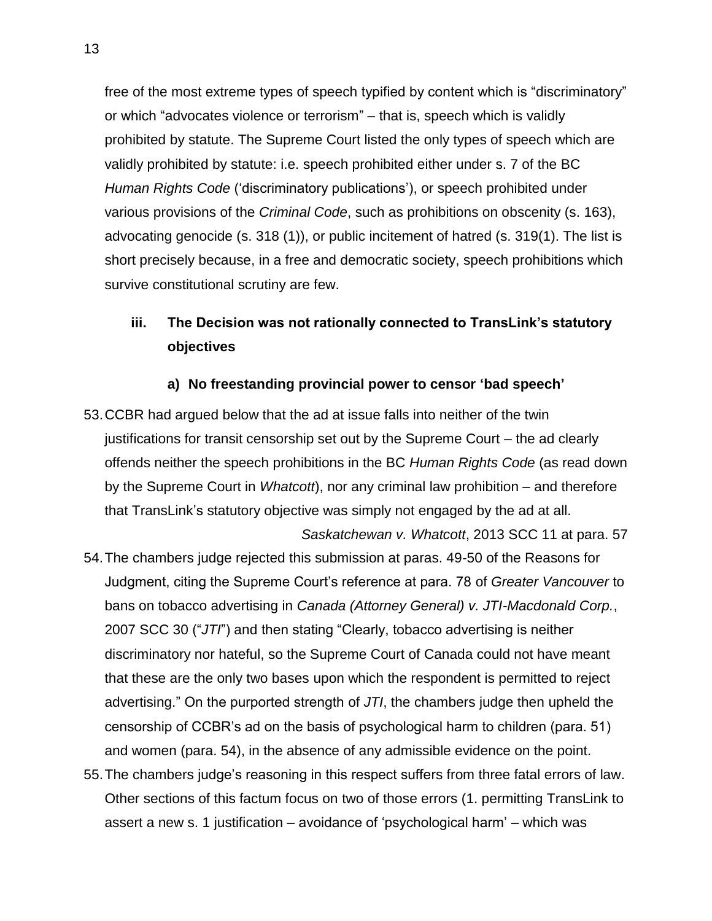free of the most extreme types of speech typified by content which is "discriminatory" or which "advocates violence or terrorism" – that is, speech which is validly prohibited by statute. The Supreme Court listed the only types of speech which are validly prohibited by statute: i.e. speech prohibited either under s. 7 of the BC *Human Rights Code* ('discriminatory publications'), or speech prohibited under various provisions of the *Criminal Code*, such as prohibitions on obscenity (s. 163), advocating genocide (s. 318 (1)), or public incitement of hatred (s. 319(1). The list is short precisely because, in a free and democratic society, speech prohibitions which survive constitutional scrutiny are few.

### iii. The Decision was not rationally connected to TransLink's statutory objectives

#### a) No freestanding provincial power to censor 'bad speech'

53. CCBR had argued below that the ad at issue falls into neither of the twin justifications for transit censorship set out by the Supreme Court – the ad clearly offends neither the speech prohibitions in the BC *Human Rights Code* (as read down by the Supreme Court in *Whatcott*), nor any criminal law prohibition – and therefore that TransLink's statutory objective was simply not engaged by the ad at all.

*Saskatchewan v. Whatcott*, 2013 SCC 11 at para. 57

54. The chambers judge rejected this submission at paras. 49-50 of the Reasons for Judgment, citing the Supreme Court's reference at para. 78 of *Greater Vancouver* to bans on tobacco advertising in *Canada (Attorney General) v. JTI-Macdonald Corp.*, 2007 SCC 30 ("*JTI*") and then stating "Clearly, tobacco advertising is neither discriminatory nor hateful, so the Supreme Court of Canada could not have meant that these are the only two bases upon which the respondent is permitted to reject advertising." On the purported strength of *JTI*, the chambers judge then upheld the censorship of CCBR's ad on the basis of psychological harm to children (para. 51) and women (para. 54), in the absence of any admissible evidence on the point.

55. The chambers judge's reasoning in this respect suffers from three fatal errors of law. Other sections of this factum focus on two of those errors (1. permitting TransLink to assert a new s. 1 justification – avoidance of 'psychological harm' – which was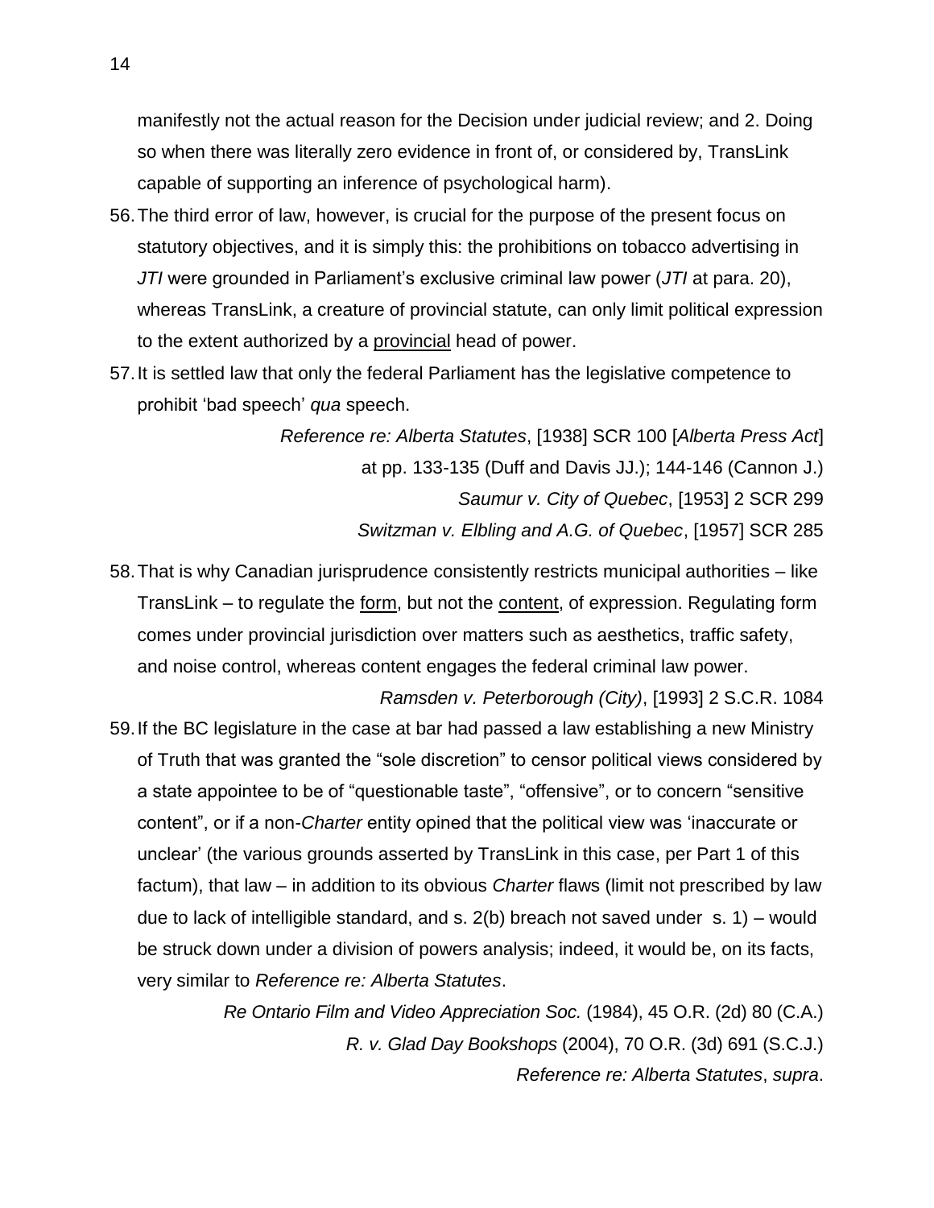manifestly not the actual reason for the Decision under judicial review; and 2. Doing so when there was literally zero evidence in front of, or considered by, TransLink capable of supporting an inference of psychological harm).

56. The third error of law, however, is crucial for the purpose of the present focus on statutory objectives, and it is simply this: the prohibitions on tobacco advertising in *JTI* were grounded in Parliament's exclusive criminal law power (*JTI* at para. 20), whereas TransLink, a creature of provincial statute, can only limit political expression to the extent authorized by a <u>provincial</u> head of power.

57. It is settled law that only the federal Parliament has the legislative competence to prohibit 'bad speech' *qua* speech.

> *Reference re: Alberta Statutes*, [1938] SCR 100 [*Alberta Press Act*] at pp. 133-135 (Duff and Davis JJ.); 144-146 (Cannon J.)
> *Saumur v. City of Quebec*, [1953] 2 SCR 299
> *Switzman v. Elbling and A.G. of Quebec*, [1957] SCR 285

58. That is why Canadian jurisprudence consistently restricts municipal authorities – like TransLink – to regulate the <u>form</u>, but not the <u>content</u>, of expression. Regulating form comes under provincial jurisdiction over matters such as aesthetics, traffic safety, and noise control, whereas content engages the federal criminal law power.

> *Ramsden v. Peterborough (City)*, [1993] 2 S.C.R. 1084

59. If the BC legislature in the case at bar had passed a law establishing a new Ministry of Truth that was granted the "sole discretion" to censor political views considered by a state appointee to be of "questionable taste", "offensive", or to concern "sensitive content", or if a non-*Charter* entity opined that the political view was 'inaccurate or unclear' (the various grounds asserted by TransLink in this case, per Part 1 of this factum), that law – in addition to its obvious *Charter* flaws (limit not prescribed by law due to lack of intelligible standard, and s. 2(b) breach not saved under s. 1) – would be struck down under a division of powers analysis; indeed, it would be, on its facts, very similar to *Reference re: Alberta Statutes*.

> *Re Ontario Film and Video Appreciation Soc.* (1984), 45 O.R. (2d) 80 (C.A.)
> *R. v. Glad Day Bookshops* (2004), 70 O.R. (3d) 691 (S.C.J.)
> *Reference re: Alberta Statutes*, *supra*.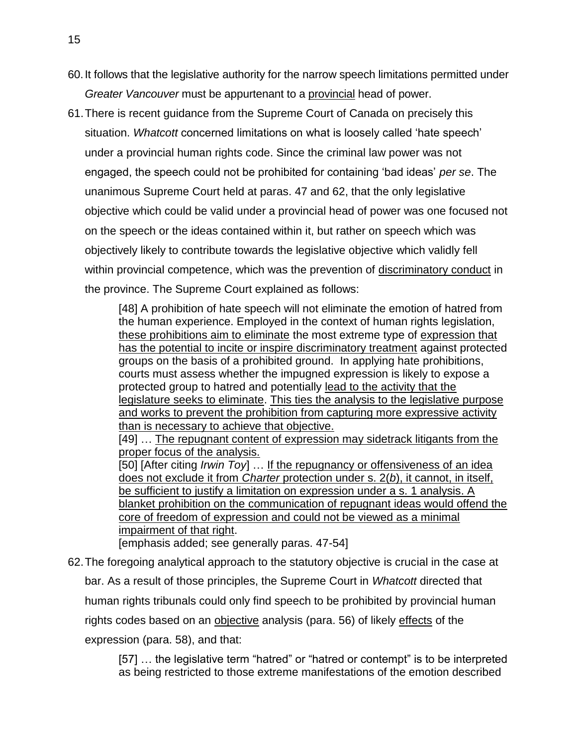60. It follows that the legislative authority for the narrow speech limitations permitted under *Greater Vancouver* must be appurtenant to a <u>provincial</u> head of power.

61. There is recent guidance from the Supreme Court of Canada on precisely this situation. *Whatcott* concerned limitations on what is loosely called 'hate speech' under a provincial human rights code. Since the criminal law power was not engaged, the speech could not be prohibited for containing 'bad ideas' *per se*. The unanimous Supreme Court held at paras. 47 and 62, that the only legislative objective which could be valid under a provincial head of power was one focused not on the speech or the ideas contained within it, but rather on speech which was objectively likely to contribute towards the legislative objective which validly fell within provincial competence, which was the prevention of <u>discriminatory conduct</u> in the province. The Supreme Court explained as follows:

> [48] A prohibition of hate speech will not eliminate the emotion of hatred from the human experience. Employed in the context of human rights legislation, <u>these prohibitions aim to eliminate</u> the most extreme type of <u>expression that has the potential to incite or inspire discriminatory treatment</u> against protected groups on the basis of a prohibited ground. In applying hate prohibitions, courts must assess whether the impugned expression is likely to expose a protected group to hatred and potentially <u>lead to the activity that the legislature seeks to eliminate</u>. <u>This ties the analysis to the legislative purpose and works to prevent the prohibition from capturing more expressive activity than is necessary to achieve that objective.</u>
>
> [49] … <u>The repugnant content of expression may sidetrack litigants from the proper focus of the analysis.</u>
>
> [50] [After citing *Irwin Toy*] … <u>If the repugnancy or offensiveness of an idea does not exclude it from *Charter* protection under s. 2(*b*), it cannot, in itself, be sufficient to justify a limitation on expression under a s. 1 analysis. A blanket prohibition on the communication of repugnant ideas would offend the core of freedom of expression and could not be viewed as a minimal impairment of that right</u>.
>
> [emphasis added; see generally paras. 47-54]

62. The foregoing analytical approach to the statutory objective is crucial in the case at bar. As a result of those principles, the Supreme Court in *Whatcott* directed that human rights tribunals could only find speech to be prohibited by provincial human rights codes based on an <u>objective</u> analysis (para. 56) of likely <u>effects</u> of the expression (para. 58), and that:

> [57] … the legislative term "hatred" or "hatred or contempt" is to be interpreted as being restricted to those extreme manifestations of the emotion described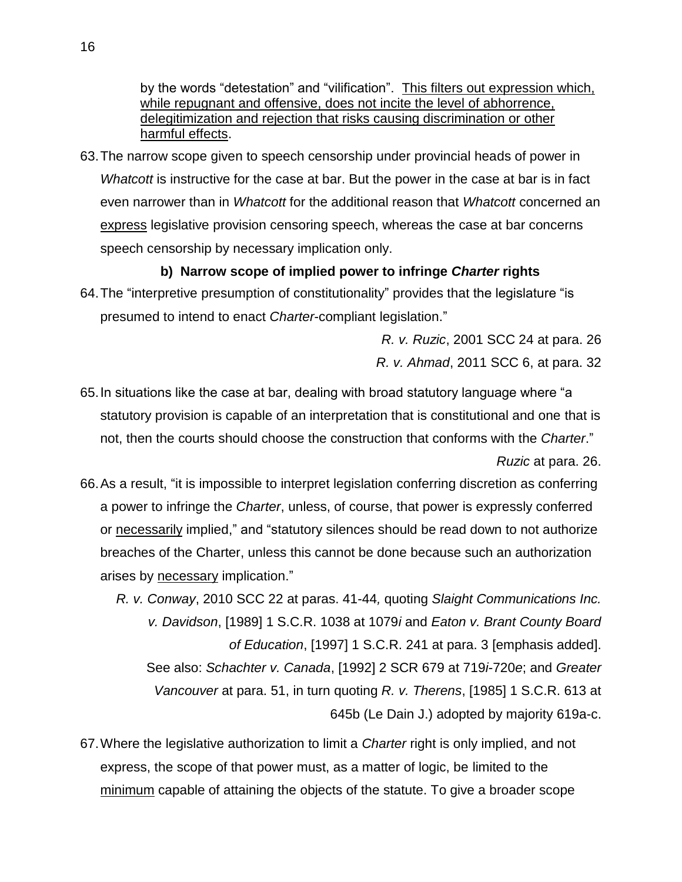> by the words "detestation" and "vilification". <u>This filters out expression which, while repugnant and offensive, does not incite the level of abhorrence, delegitimization and rejection that risks causing discrimination or other harmful effects</u>.

63. The narrow scope given to speech censorship under provincial heads of power in *Whatcott* is instructive for the case at bar. But the power in the case at bar is in fact even narrower than in *Whatcott* for the additional reason that *Whatcott* concerned an <u>express</u> legislative provision censoring speech, whereas the case at bar concerns speech censorship by necessary implication only.

#### b) Narrow scope of implied power to infringe *Charter* rights

64. The "interpretive presumption of constitutionality" provides that the legislature "is presumed to intend to enact *Charter*-compliant legislation."

*R. v. Ruzic*, 2001 SCC 24 at para. 26
*R. v. Ahmad*, 2011 SCC 6, at para. 32

65. In situations like the case at bar, dealing with broad statutory language where "a statutory provision is capable of an interpretation that is constitutional and one that is not, then the courts should choose the construction that conforms with the *Charter*."

*Ruzic* at para. 26.

66. As a result, "it is impossible to interpret legislation conferring discretion as conferring a power to infringe the *Charter*, unless, of course, that power is expressly conferred or <u>necessarily</u> implied," and "statutory silences should be read down to not authorize breaches of the Charter, unless this cannot be done because such an authorization arises by <u>necessary</u> implication."

*R. v. Conway*, 2010 SCC 22 at paras. 41-44, quoting *Slaight Communications Inc. v. Davidson*, [1989] 1 S.C.R. 1038 at 1079*i* and *Eaton v. Brant County Board of Education*, [1997] 1 S.C.R. 241 at para. 3 [emphasis added].
See also: *Schachter v. Canada*, [1992] 2 SCR 679 at 719*i*-720*e*; and *Greater Vancouver* at para. 51, in turn quoting *R. v. Therens*, [1985] 1 S.C.R. 613 at 645b (Le Dain J.) adopted by majority 619a-c.

67. Where the legislative authorization to limit a *Charter* right is only implied, and not express, the scope of that power must, as a matter of logic, be limited to the <u>minimum</u> capable of attaining the objects of the statute. To give a broader scope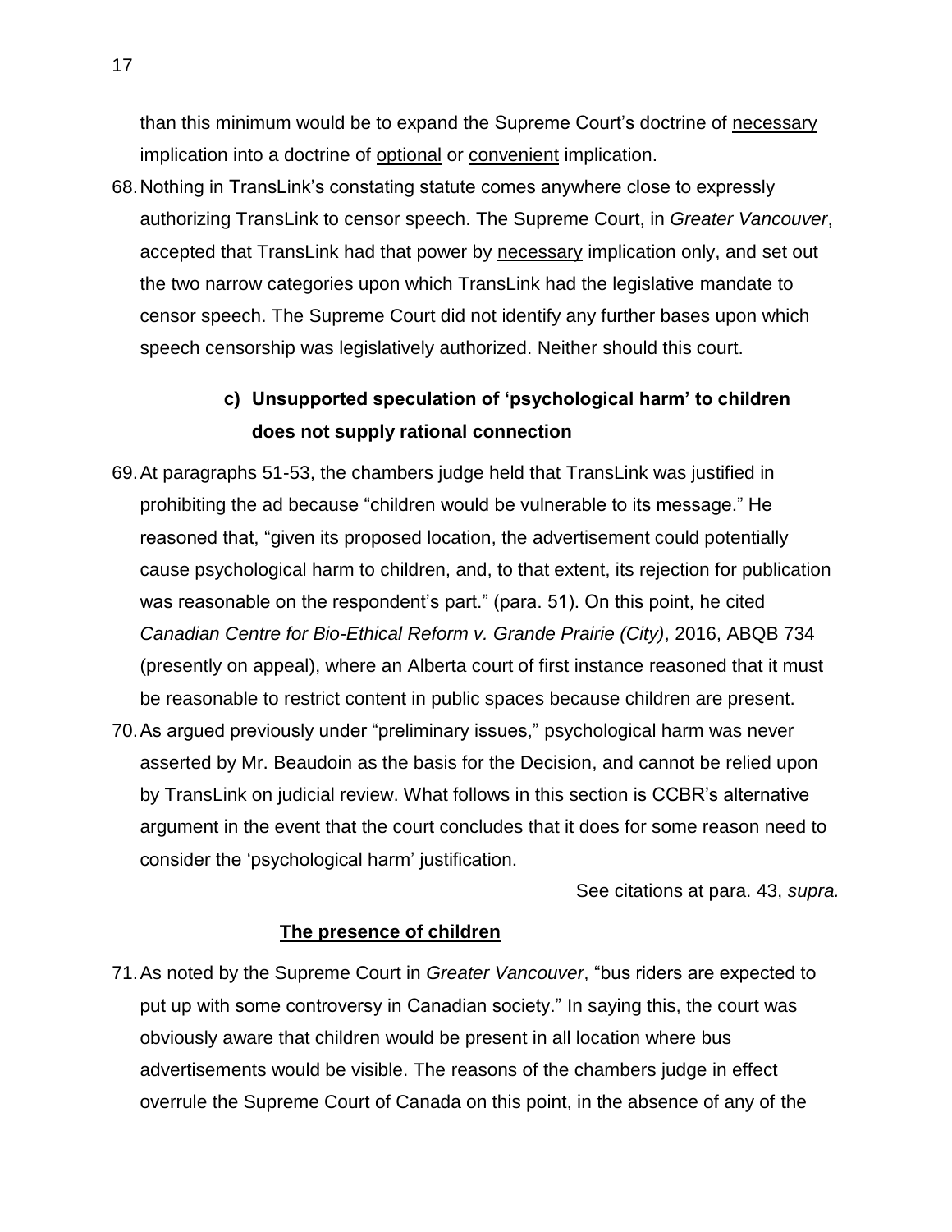than this minimum would be to expand the Supreme Court's doctrine of <u>necessary</u> implication into a doctrine of <u>optional</u> or <u>convenient</u> implication.

68. Nothing in TransLink's constating statute comes anywhere close to expressly authorizing TransLink to censor speech. The Supreme Court, in *Greater Vancouver*, accepted that TransLink had that power by <u>necessary</u> implication only, and set out the two narrow categories upon which TransLink had the legislative mandate to censor speech. The Supreme Court did not identify any further bases upon which speech censorship was legislatively authorized. Neither should this court.

### c) Unsupported speculation of 'psychological harm' to children does not supply rational connection

69. At paragraphs 51-53, the chambers judge held that TransLink was justified in prohibiting the ad because "children would be vulnerable to its message." He reasoned that, "given its proposed location, the advertisement could potentially cause psychological harm to children, and, to that extent, its rejection for publication was reasonable on the respondent's part." (para. 51). On this point, he cited *Canadian Centre for Bio-Ethical Reform v. Grande Prairie (City)*, 2016, ABQB 734 (presently on appeal), where an Alberta court of first instance reasoned that it must be reasonable to restrict content in public spaces because children are present.

70. As argued previously under "preliminary issues," psychological harm was never asserted by Mr. Beaudoin as the basis for the Decision, and cannot be relied upon by TransLink on judicial review. What follows in this section is CCBR's alternative argument in the event that the court concludes that it does for some reason need to consider the 'psychological harm' justification.

See citations at para. 43, *supra.*

**<u>The presence of children</u>**

71. As noted by the Supreme Court in *Greater Vancouver*, "bus riders are expected to put up with some controversy in Canadian society." In saying this, the court was obviously aware that children would be present in all location where bus advertisements would be visible. The reasons of the chambers judge in effect overrule the Supreme Court of Canada on this point, in the absence of any of the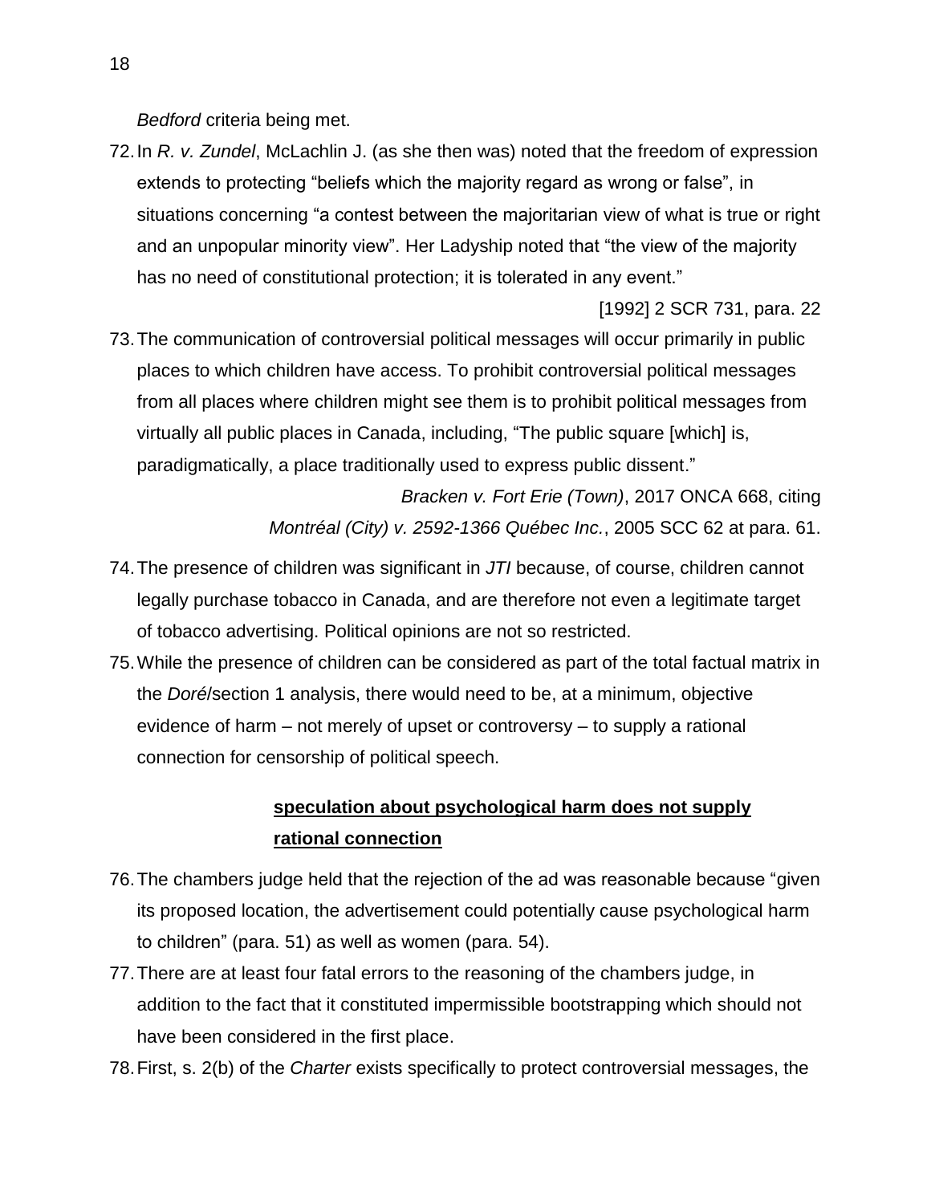*Bedford* criteria being met.

72. In *R. v. Zundel*, McLachlin J. (as she then was) noted that the freedom of expression extends to protecting "beliefs which the majority regard as wrong or false", in situations concerning "a contest between the majoritarian view of what is true or right and an unpopular minority view". Her Ladyship noted that "the view of the majority has no need of constitutional protection; it is tolerated in any event."

   [1992] 2 SCR 731, para. 22

73. The communication of controversial political messages will occur primarily in public places to which children have access. To prohibit controversial political messages from all places where children might see them is to prohibit political messages from virtually all public places in Canada, including, "The public square [which] is, paradigmatically, a place traditionally used to express public dissent."

   *Bracken v. Fort Erie (Town)*, 2017 ONCA 668, citing *Montréal (City) v. 2592-1366 Québec Inc.*, 2005 SCC 62 at para. 61.

74. The presence of children was significant in *JTI* because, of course, children cannot legally purchase tobacco in Canada, and are therefore not even a legitimate target of tobacco advertising. Political opinions are not so restricted.

75. While the presence of children can be considered as part of the total factual matrix in the *Doré*/section 1 analysis, there would need to be, at a minimum, objective evidence of harm – not merely of upset or controversy – to supply a rational connection for censorship of political speech.

**speculation about psychological harm does not supply rational connection**

76. The chambers judge held that the rejection of the ad was reasonable because "given its proposed location, the advertisement could potentially cause psychological harm to children" (para. 51) as well as women (para. 54).

77. There are at least four fatal errors to the reasoning of the chambers judge, in addition to the fact that it constituted impermissible bootstrapping which should not have been considered in the first place.

78. First, s. 2(b) of the *Charter* exists specifically to protect controversial messages, the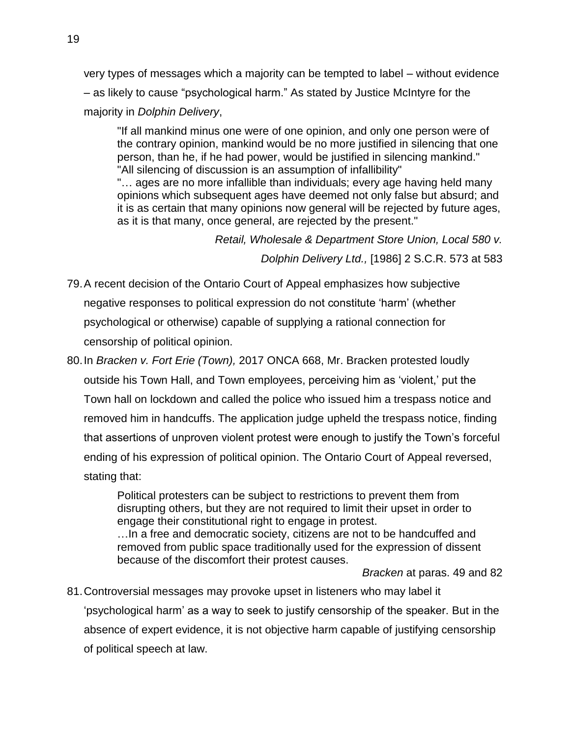very types of messages which a majority can be tempted to label – without evidence – as likely to cause "psychological harm." As stated by Justice McIntyre for the majority in *Dolphin Delivery*,

> "If all mankind minus one were of one opinion, and only one person were of the contrary opinion, mankind would be no more justified in silencing that one person, than he, if he had power, would be justified in silencing mankind."
> "All silencing of discussion is an assumption of infallibility"
> "… ages are no more infallible than individuals; every age having held many opinions which subsequent ages have deemed not only false but absurd; and it is as certain that many opinions now general will be rejected by future ages, as it is that many, once general, are rejected by the present."
>
> *Retail, Wholesale & Department Store Union, Local 580 v. Dolphin Delivery Ltd.,* [1986] 2 S.C.R. 573 at 583

79. A recent decision of the Ontario Court of Appeal emphasizes how subjective negative responses to political expression do not constitute 'harm' (whether psychological or otherwise) capable of supplying a rational connection for censorship of political opinion.

80. In *Bracken v. Fort Erie (Town),* 2017 ONCA 668, Mr. Bracken protested loudly outside his Town Hall, and Town employees, perceiving him as 'violent,' put the Town hall on lockdown and called the police who issued him a trespass notice and removed him in handcuffs. The application judge upheld the trespass notice, finding that assertions of unproven violent protest were enough to justify the Town's forceful ending of his expression of political opinion. The Ontario Court of Appeal reversed, stating that:

> Political protesters can be subject to restrictions to prevent them from disrupting others, but they are not required to limit their upset in order to engage their constitutional right to engage in protest.
> …In a free and democratic society, citizens are not to be handcuffed and removed from public space traditionally used for the expression of dissent because of the discomfort their protest causes.
>
> *Bracken* at paras. 49 and 82

81. Controversial messages may provoke upset in listeners who may label it 'psychological harm' as a way to seek to justify censorship of the speaker. But in the absence of expert evidence, it is not objective harm capable of justifying censorship of political speech at law.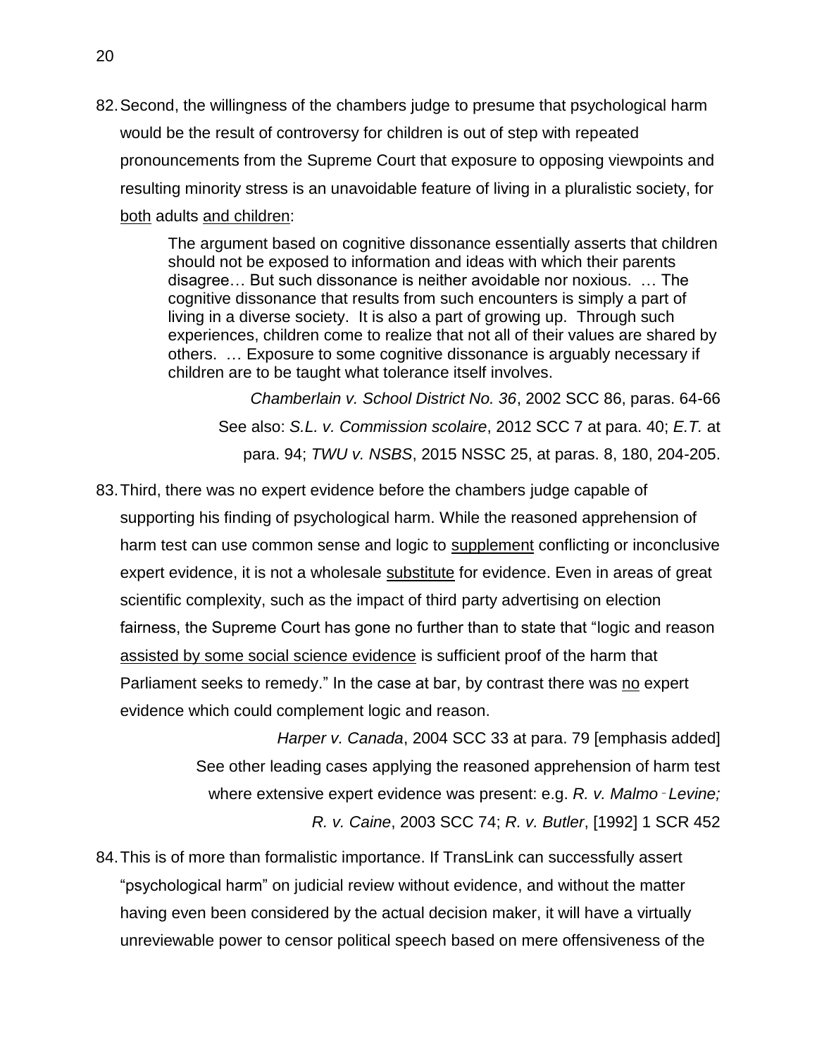82. Second, the willingness of the chambers judge to presume that psychological harm would be the result of controversy for children is out of step with repeated pronouncements from the Supreme Court that exposure to opposing viewpoints and resulting minority stress is an unavoidable feature of living in a pluralistic society, for <u>both</u> adults <u>and children</u>:

> The argument based on cognitive dissonance essentially asserts that children should not be exposed to information and ideas with which their parents disagree… But such dissonance is neither avoidable nor noxious. … The cognitive dissonance that results from such encounters is simply a part of living in a diverse society. It is also a part of growing up. Through such experiences, children come to realize that not all of their values are shared by others. … Exposure to some cognitive dissonance is arguably necessary if children are to be taught what tolerance itself involves.

*Chamberlain v. School District No. 36*, 2002 SCC 86, paras. 64-66
See also: *S.L. v. Commission scolaire*, 2012 SCC 7 at para. 40; *E.T.* at para. 94; *TWU v. NSBS*, 2015 NSSC 25, at paras. 8, 180, 204-205.

83. Third, there was no expert evidence before the chambers judge capable of supporting his finding of psychological harm. While the reasoned apprehension of harm test can use common sense and logic to <u>supplement</u> conflicting or inconclusive expert evidence, it is not a wholesale <u>substitute</u> for evidence. Even in areas of great scientific complexity, such as the impact of third party advertising on election fairness, the Supreme Court has gone no further than to state that "logic and reason <u>assisted by some social science evidence</u> is sufficient proof of the harm that Parliament seeks to remedy." In the case at bar, by contrast there was <u>no</u> expert evidence which could complement logic and reason.

*Harper v. Canada*, 2004 SCC 33 at para. 79 [emphasis added]
See other leading cases applying the reasoned apprehension of harm test where extensive expert evidence was present: e.g. *R. v. Malmo‑Levine; R. v. Caine*, 2003 SCC 74; *R. v. Butler*, [1992] 1 SCR 452

84. This is of more than formalistic importance. If TransLink can successfully assert "psychological harm" on judicial review without evidence, and without the matter having even been considered by the actual decision maker, it will have a virtually unreviewable power to censor political speech based on mere offensiveness of the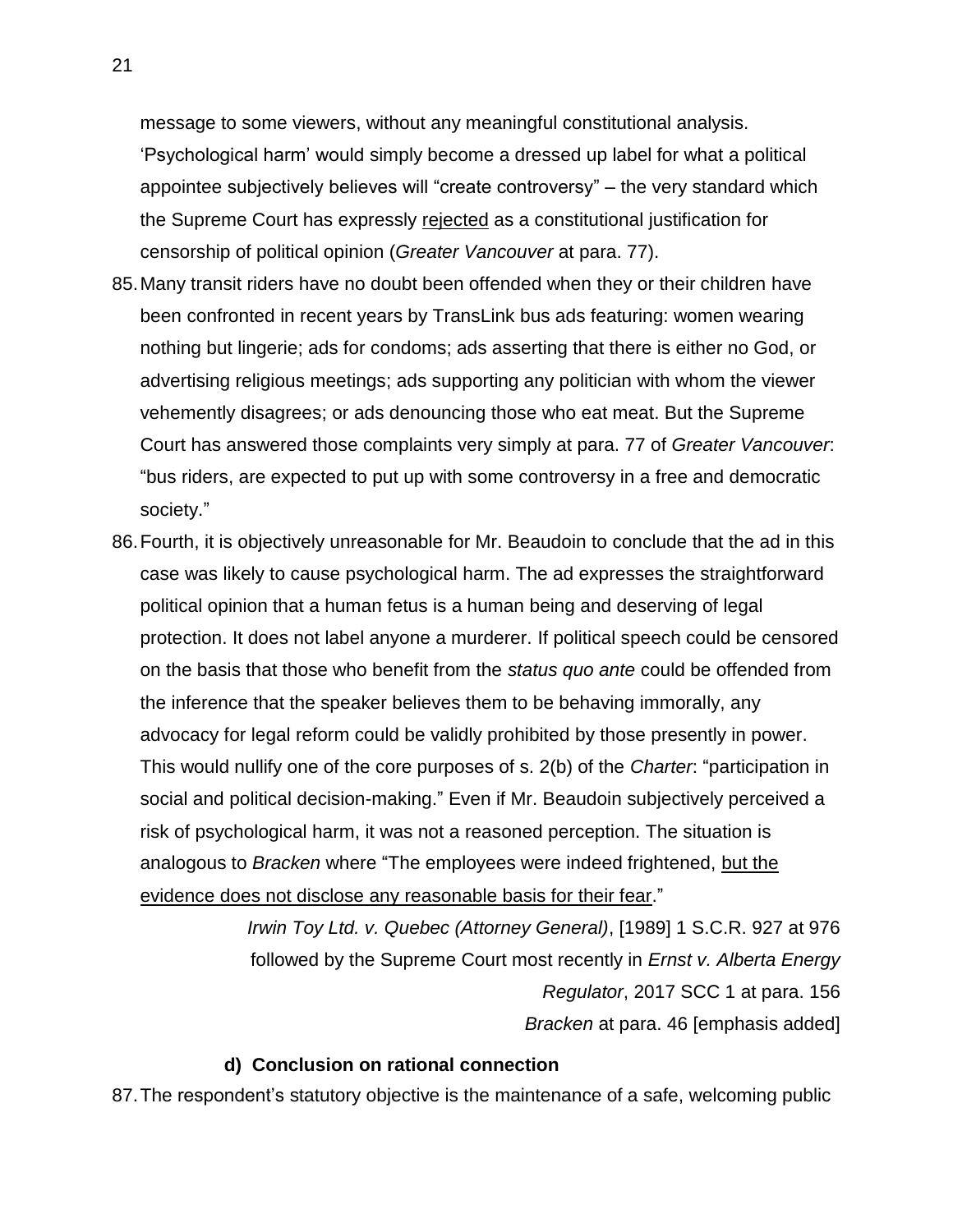message to some viewers, without any meaningful constitutional analysis. 'Psychological harm' would simply become a dressed up label for what a political appointee subjectively believes will "create controversy" – the very standard which the Supreme Court has expressly <u>rejected</u> as a constitutional justification for censorship of political opinion (*Greater Vancouver* at para. 77).

85. Many transit riders have no doubt been offended when they or their children have been confronted in recent years by TransLink bus ads featuring: women wearing nothing but lingerie; ads for condoms; ads asserting that there is either no God, or advertising religious meetings; ads supporting any politician with whom the viewer vehemently disagrees; or ads denouncing those who eat meat. But the Supreme Court has answered those complaints very simply at para. 77 of *Greater Vancouver*: "bus riders, are expected to put up with some controversy in a free and democratic society."

86. Fourth, it is objectively unreasonable for Mr. Beaudoin to conclude that the ad in this case was likely to cause psychological harm. The ad expresses the straightforward political opinion that a human fetus is a human being and deserving of legal protection. It does not label anyone a murderer. If political speech could be censored on the basis that those who benefit from the *status quo ante* could be offended from the inference that the speaker believes them to be behaving immorally, any advocacy for legal reform could be validly prohibited by those presently in power. This would nullify one of the core purposes of s. 2(b) of the *Charter*: "participation in social and political decision-making." Even if Mr. Beaudoin subjectively perceived a risk of psychological harm, it was not a reasoned perception. The situation is analogous to *Bracken* where "The employees were indeed frightened, <u>but the evidence does not disclose any reasonable basis for their fear</u>."

> *Irwin Toy Ltd. v. Quebec (Attorney General)*, [1989] 1 S.C.R. 927 at 976 followed by the Supreme Court most recently in *Ernst v. Alberta Energy Regulator*, 2017 SCC 1 at para. 156
>
> *Bracken* at para. 46 [emphasis added]

### d) Conclusion on rational connection

87. The respondent's statutory objective is the maintenance of a safe, welcoming public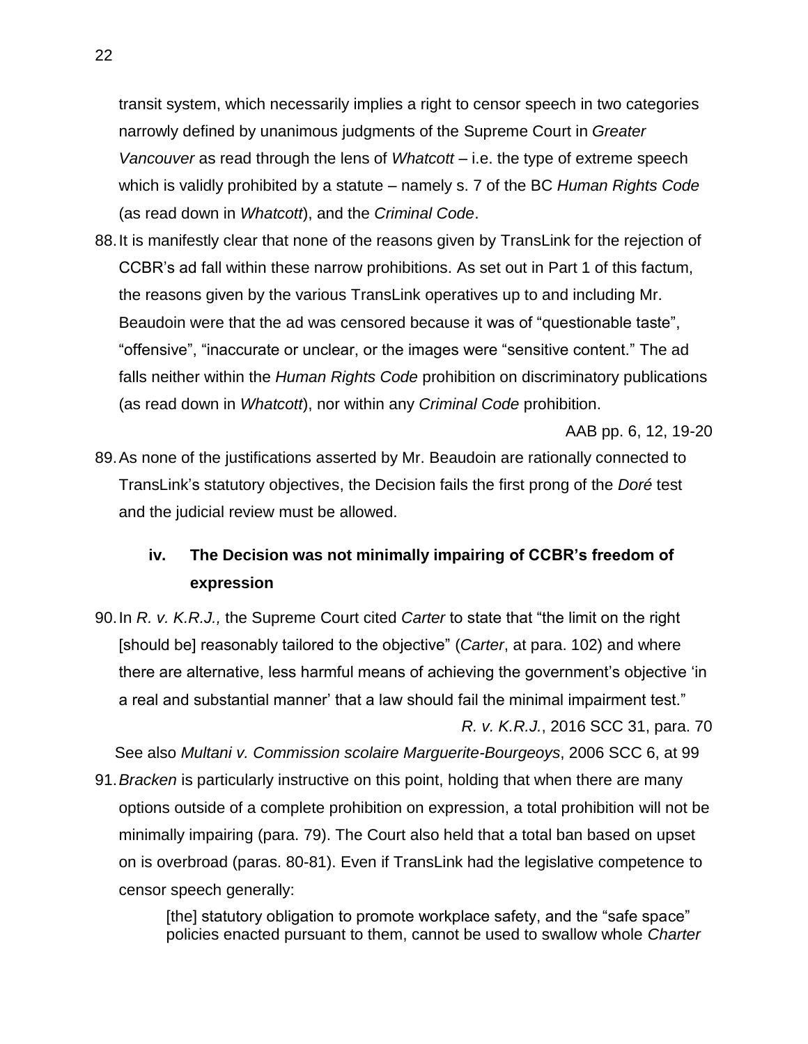transit system, which necessarily implies a right to censor speech in two categories narrowly defined by unanimous judgments of the Supreme Court in *Greater Vancouver* as read through the lens of *Whatcott* – i.e. the type of extreme speech which is validly prohibited by a statute – namely s. 7 of the BC *Human Rights Code* (as read down in *Whatcott*), and the *Criminal Code*.

88. It is manifestly clear that none of the reasons given by TransLink for the rejection of CCBR's ad fall within these narrow prohibitions. As set out in Part 1 of this factum, the reasons given by the various TransLink operatives up to and including Mr. Beaudoin were that the ad was censored because it was of "questionable taste", "offensive", "inaccurate or unclear, or the images were "sensitive content." The ad falls neither within the *Human Rights Code* prohibition on discriminatory publications (as read down in *Whatcott*), nor within any *Criminal Code* prohibition.

AAB pp. 6, 12, 19-20

89. As none of the justifications asserted by Mr. Beaudoin are rationally connected to TransLink's statutory objectives, the Decision fails the first prong of the *Doré* test and the judicial review must be allowed.

### iv. The Decision was not minimally impairing of CCBR's freedom of expression

90. In *R. v. K.R.J.,* the Supreme Court cited *Carter* to state that "the limit on the right [should be] reasonably tailored to the objective" (*Carter*, at para. 102) and where there are alternative, less harmful means of achieving the government's objective 'in a real and substantial manner' that a law should fail the minimal impairment test."

*R. v. K.R.J.*, 2016 SCC 31, para. 70

See also *Multani v. Commission scolaire Marguerite-Bourgeoys*, 2006 SCC 6, at 99

91. *Bracken* is particularly instructive on this point, holding that when there are many options outside of a complete prohibition on expression, a total prohibition will not be minimally impairing (para. 79). The Court also held that a total ban based on upset on is overbroad (paras. 80-81). Even if TransLink had the legislative competence to censor speech generally:

> [the] statutory obligation to promote workplace safety, and the "safe space" policies enacted pursuant to them, cannot be used to swallow whole *Charter*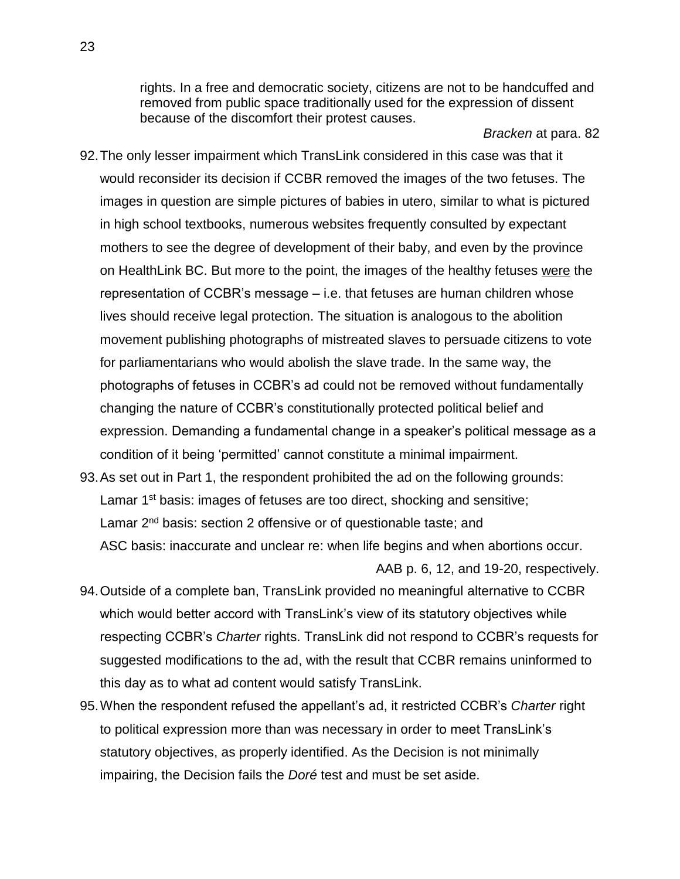> rights. In a free and democratic society, citizens are not to be handcuffed and removed from public space traditionally used for the expression of dissent because of the discomfort their protest causes.

*Bracken* at para. 82

92. The only lesser impairment which TransLink considered in this case was that it would reconsider its decision if CCBR removed the images of the two fetuses. The images in question are simple pictures of babies in utero, similar to what is pictured in high school textbooks, numerous websites frequently consulted by expectant mothers to see the degree of development of their baby, and even by the province on HealthLink BC. But more to the point, the images of the healthy fetuses <u>were</u> the representation of CCBR's message – i.e. that fetuses are human children whose lives should receive legal protection. The situation is analogous to the abolition movement publishing photographs of mistreated slaves to persuade citizens to vote for parliamentarians who would abolish the slave trade. In the same way, the photographs of fetuses in CCBR's ad could not be removed without fundamentally changing the nature of CCBR's constitutionally protected political belief and expression. Demanding a fundamental change in a speaker's political message as a condition of it being 'permitted' cannot constitute a minimal impairment.

93. As set out in Part 1, the respondent prohibited the ad on the following grounds:
    Lamar 1st basis: images of fetuses are too direct, shocking and sensitive;
    Lamar 2nd basis: section 2 offensive or of questionable taste; and
    ASC basis: inaccurate and unclear re: when life begins and when abortions occur.

    AAB p. 6, 12, and 19-20, respectively.

94. Outside of a complete ban, TransLink provided no meaningful alternative to CCBR which would better accord with TransLink's view of its statutory objectives while respecting CCBR's *Charter* rights. TransLink did not respond to CCBR's requests for suggested modifications to the ad, with the result that CCBR remains uninformed to this day as to what ad content would satisfy TransLink.

95. When the respondent refused the appellant's ad, it restricted CCBR's *Charter* right to political expression more than was necessary in order to meet TransLink's statutory objectives, as properly identified. As the Decision is not minimally impairing, the Decision fails the *Doré* test and must be set aside.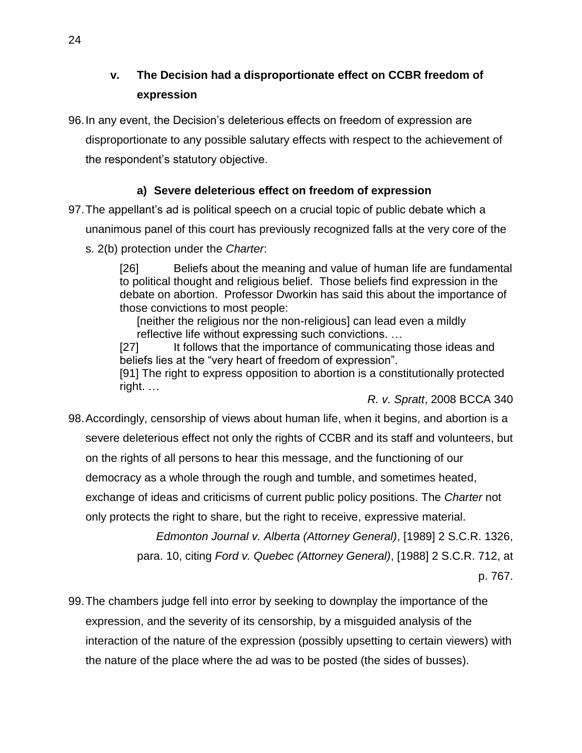### v. The Decision had a disproportionate effect on CCBR freedom of expression

96. In any event, the Decision's deleterious effects on freedom of expression are disproportionate to any possible salutary effects with respect to the achievement of the respondent's statutory objective.

#### a) Severe deleterious effect on freedom of expression

97. The appellant's ad is political speech on a crucial topic of public debate which a unanimous panel of this court has previously recognized falls at the very core of the s. 2(b) protection under the *Charter*:

> [26] Beliefs about the meaning and value of human life are fundamental to political thought and religious belief. Those beliefs find expression in the debate on abortion. Professor Dworkin has said this about the importance of those convictions to most people:
>
> > [neither the religious nor the non-religious] can lead even a mildly reflective life without expressing such convictions. …
>
> [27] It follows that the importance of communicating those ideas and beliefs lies at the "very heart of freedom of expression".
>
> [91] The right to express opposition to abortion is a constitutionally protected right. …
>
> *R. v. Spratt*, 2008 BCCA 340

98. Accordingly, censorship of views about human life, when it begins, and abortion is a severe deleterious effect not only the rights of CCBR and its staff and volunteers, but on the rights of all persons to hear this message, and the functioning of our democracy as a whole through the rough and tumble, and sometimes heated, exchange of ideas and criticisms of current public policy positions. The *Charter* not only protects the right to share, but the right to receive, expressive material.

*Edmonton Journal v. Alberta (Attorney General)*, [1989] 2 S.C.R. 1326, para. 10, citing *Ford v. Quebec (Attorney General)*, [1988] 2 S.C.R. 712, at p. 767.

99. The chambers judge fell into error by seeking to downplay the importance of the expression, and the severity of its censorship, by a misguided analysis of the interaction of the nature of the expression (possibly upsetting to certain viewers) with the nature of the place where the ad was to be posted (the sides of busses).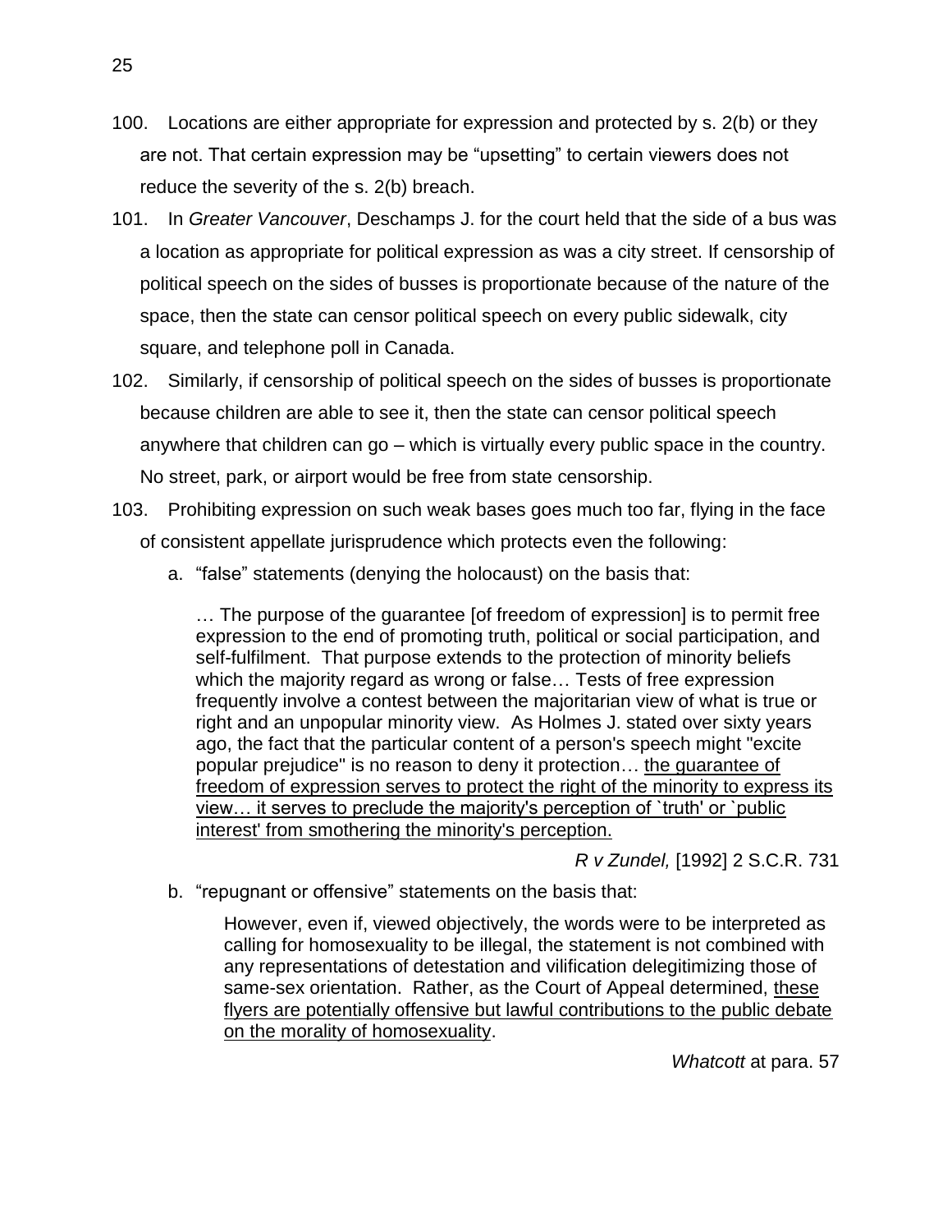100. Locations are either appropriate for expression and protected by s. 2(b) or they are not. That certain expression may be "upsetting" to certain viewers does not reduce the severity of the s. 2(b) breach.

101. In *Greater Vancouver*, Deschamps J. for the court held that the side of a bus was a location as appropriate for political expression as was a city street. If censorship of political speech on the sides of busses is proportionate because of the nature of the space, then the state can censor political speech on every public sidewalk, city square, and telephone poll in Canada.

102. Similarly, if censorship of political speech on the sides of busses is proportionate because children are able to see it, then the state can censor political speech anywhere that children can go – which is virtually every public space in the country. No street, park, or airport would be free from state censorship.

103. Prohibiting expression on such weak bases goes much too far, flying in the face of consistent appellate jurisprudence which protects even the following:

a. "false" statements (denying the holocaust) on the basis that:

> … The purpose of the guarantee [of freedom of expression] is to permit free expression to the end of promoting truth, political or social participation, and self-fulfilment. That purpose extends to the protection of minority beliefs which the majority regard as wrong or false… Tests of free expression frequently involve a contest between the majoritarian view of what is true or right and an unpopular minority view. As Holmes J. stated over sixty years ago, the fact that the particular content of a person's speech might "excite popular prejudice" is no reason to deny it protection… <u>the guarantee of freedom of expression serves to protect the right of the minority to express its view… it serves to preclude the majority's perception of `truth' or `public interest' from smothering the minority's perception.</u>
>
> *R v Zundel,* [1992] 2 S.C.R. 731

b. "repugnant or offensive" statements on the basis that:

> However, even if, viewed objectively, the words were to be interpreted as calling for homosexuality to be illegal, the statement is not combined with any representations of detestation and vilification delegitimizing those of same-sex orientation. Rather, as the Court of Appeal determined, <u>these flyers are potentially offensive but lawful contributions to the public debate on the morality of homosexuality</u>.
>
> *Whatcott* at para. 57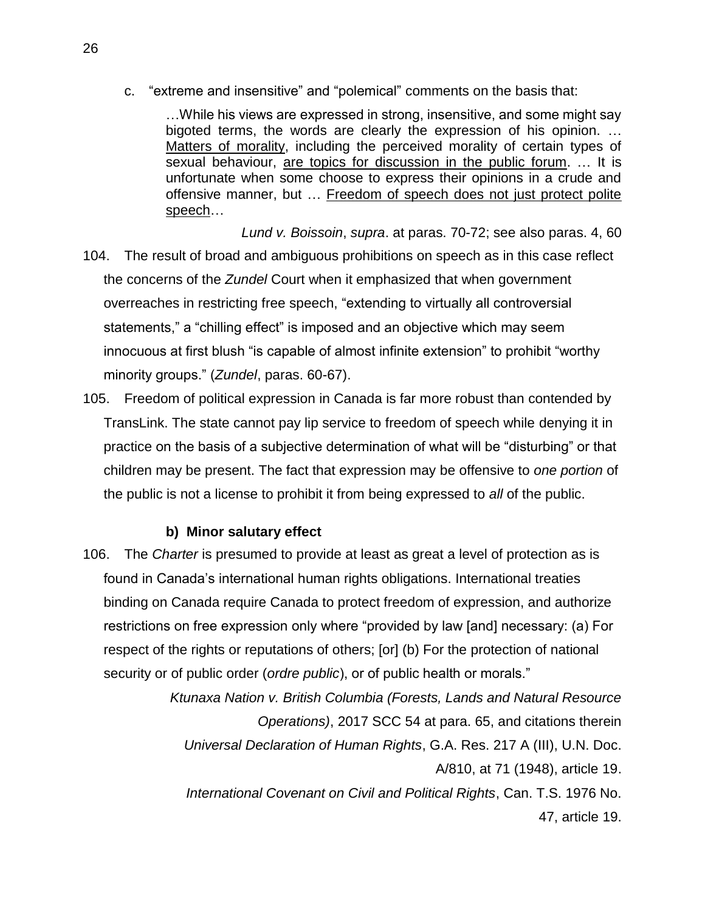c. "extreme and insensitive" and "polemical" comments on the basis that:

> …While his views are expressed in strong, insensitive, and some might say bigoted terms, the words are clearly the expression of his opinion. … <u>Matters of morality</u>, including the perceived morality of certain types of sexual behaviour, <u>are topics for discussion in the public forum</u>. … It is unfortunate when some choose to express their opinions in a crude and offensive manner, but … <u>Freedom of speech does not just protect polite speech</u>…

*Lund v. Boissoin*, *supra*. at paras. 70-72; see also paras. 4, 60

104. The result of broad and ambiguous prohibitions on speech as in this case reflect the concerns of the *Zundel* Court when it emphasized that when government overreaches in restricting free speech, "extending to virtually all controversial statements," a "chilling effect" is imposed and an objective which may seem innocuous at first blush "is capable of almost infinite extension" to prohibit "worthy minority groups." (*Zundel*, paras. 60-67).

105. Freedom of political expression in Canada is far more robust than contended by TransLink. The state cannot pay lip service to freedom of speech while denying it in practice on the basis of a subjective determination of what will be "disturbing" or that children may be present. The fact that expression may be offensive to *one portion* of the public is not a license to prohibit it from being expressed to *all* of the public.

**b) Minor salutary effect**

106. The *Charter* is presumed to provide at least as great a level of protection as is found in Canada's international human rights obligations. International treaties binding on Canada require Canada to protect freedom of expression, and authorize restrictions on free expression only where "provided by law [and] necessary: (a) For respect of the rights or reputations of others; [or] (b) For the protection of national security or of public order (*ordre public*), or of public health or morals."

*Ktunaxa Nation v. British Columbia (Forests, Lands and Natural Resource Operations)*, 2017 SCC 54 at para. 65, and citations therein

*Universal Declaration of Human Rights*, G.A. Res. 217 A (III), U.N. Doc. A/810, at 71 (1948), article 19.

*International Covenant on Civil and Political Rights*, Can. T.S. 1976 No. 47, article 19.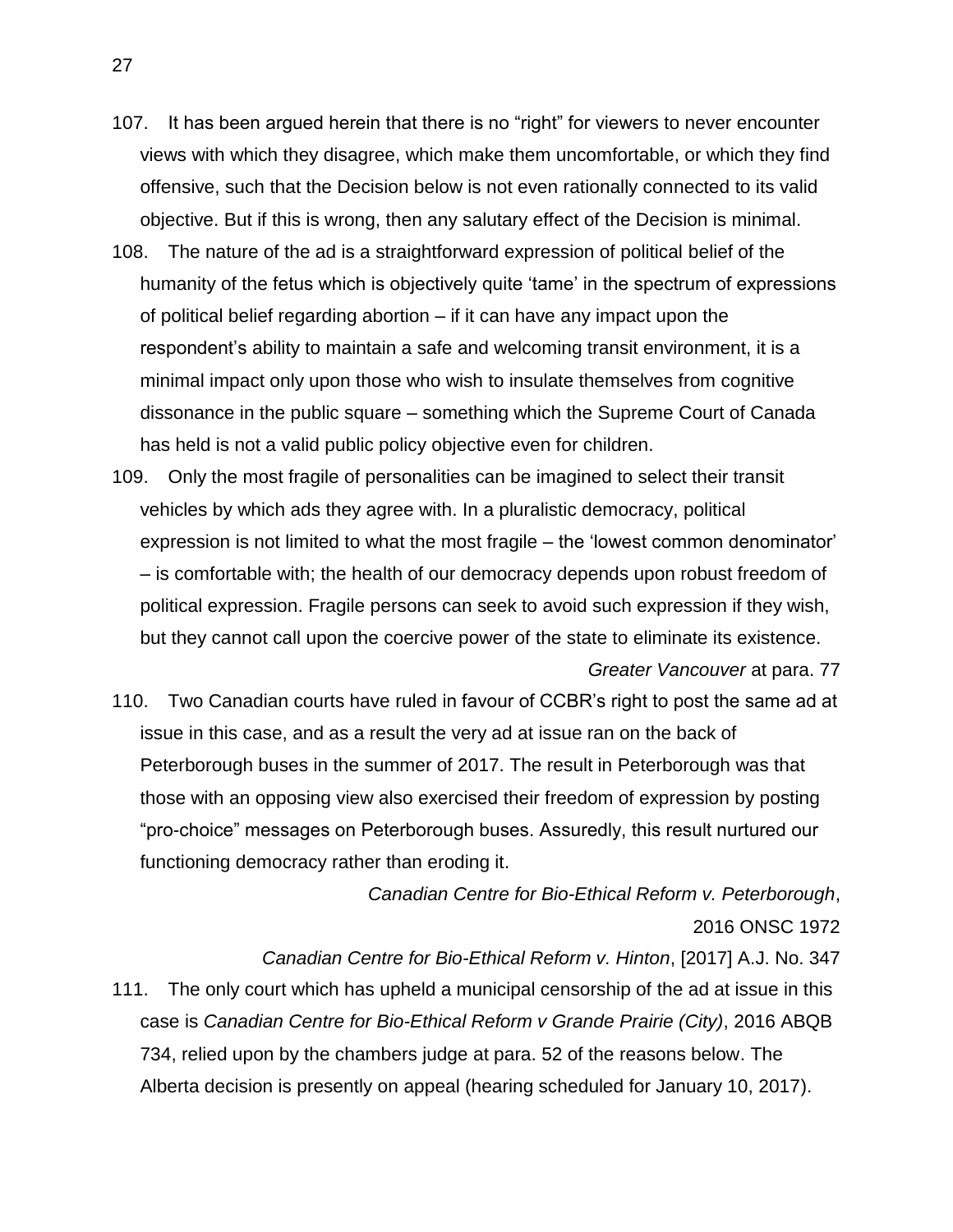107. It has been argued herein that there is no “right” for viewers to never encounter views with which they disagree, which make them uncomfortable, or which they find offensive, such that the Decision below is not even rationally connected to its valid objective. But if this is wrong, then any salutary effect of the Decision is minimal.

108. The nature of the ad is a straightforward expression of political belief of the humanity of the fetus which is objectively quite ‘tame’ in the spectrum of expressions of political belief regarding abortion – if it can have any impact upon the respondent’s ability to maintain a safe and welcoming transit environment, it is a minimal impact only upon those who wish to insulate themselves from cognitive dissonance in the public square – something which the Supreme Court of Canada has held is not a valid public policy objective even for children.

109. Only the most fragile of personalities can be imagined to select their transit vehicles by which ads they agree with. In a pluralistic democracy, political expression is not limited to what the most fragile – the ‘lowest common denominator’ – is comfortable with; the health of our democracy depends upon robust freedom of political expression. Fragile persons can seek to avoid such expression if they wish, but they cannot call upon the coercive power of the state to eliminate its existence.

*Greater Vancouver* at para. 77

110. Two Canadian courts have ruled in favour of CCBR’s right to post the same ad at issue in this case, and as a result the very ad at issue ran on the back of Peterborough buses in the summer of 2017. The result in Peterborough was that those with an opposing view also exercised their freedom of expression by posting “pro-choice” messages on Peterborough buses. Assuredly, this result nurtured our functioning democracy rather than eroding it.

*Canadian Centre for Bio-Ethical Reform v. Peterborough*, 2016 ONSC 1972

*Canadian Centre for Bio-Ethical Reform v. Hinton*, [2017] A.J. No. 347

111. The only court which has upheld a municipal censorship of the ad at issue in this case is *Canadian Centre for Bio-Ethical Reform v Grande Prairie (City)*, 2016 ABQB 734, relied upon by the chambers judge at para. 52 of the reasons below. The Alberta decision is presently on appeal (hearing scheduled for January 10, 2017).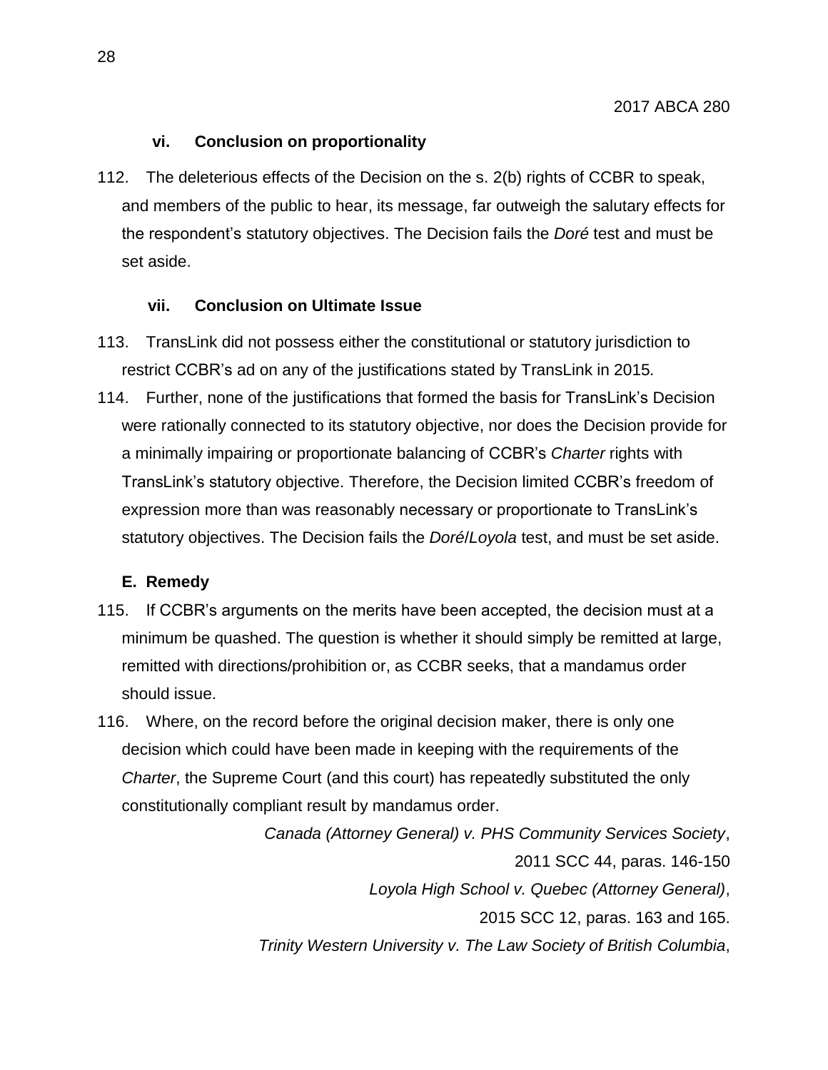#### vi. Conclusion on proportionality

112. The deleterious effects of the Decision on the s. 2(b) rights of CCBR to speak, and members of the public to hear, its message, far outweigh the salutary effects for the respondent's statutory objectives. The Decision fails the *Doré* test and must be set aside.

#### vii. Conclusion on Ultimate Issue

113. TransLink did not possess either the constitutional or statutory jurisdiction to restrict CCBR's ad on any of the justifications stated by TransLink in 2015.

114. Further, none of the justifications that formed the basis for TransLink's Decision were rationally connected to its statutory objective, nor does the Decision provide for a minimally impairing or proportionate balancing of CCBR's *Charter* rights with TransLink's statutory objective. Therefore, the Decision limited CCBR's freedom of expression more than was reasonably necessary or proportionate to TransLink's statutory objectives. The Decision fails the *Doré*/*Loyola* test, and must be set aside.

### E. Remedy

115. If CCBR's arguments on the merits have been accepted, the decision must at a minimum be quashed. The question is whether it should simply be remitted at large, remitted with directions/prohibition or, as CCBR seeks, that a mandamus order should issue.

116. Where, on the record before the original decision maker, there is only one decision which could have been made in keeping with the requirements of the *Charter*, the Supreme Court (and this court) has repeatedly substituted the only constitutionally compliant result by mandamus order.

*Canada (Attorney General) v. PHS Community Services Society*, 2011 SCC 44, paras. 146-150

*Loyola High School v. Quebec (Attorney General)*, 2015 SCC 12, paras. 163 and 165.

*Trinity Western University v. The Law Society of British Columbia*,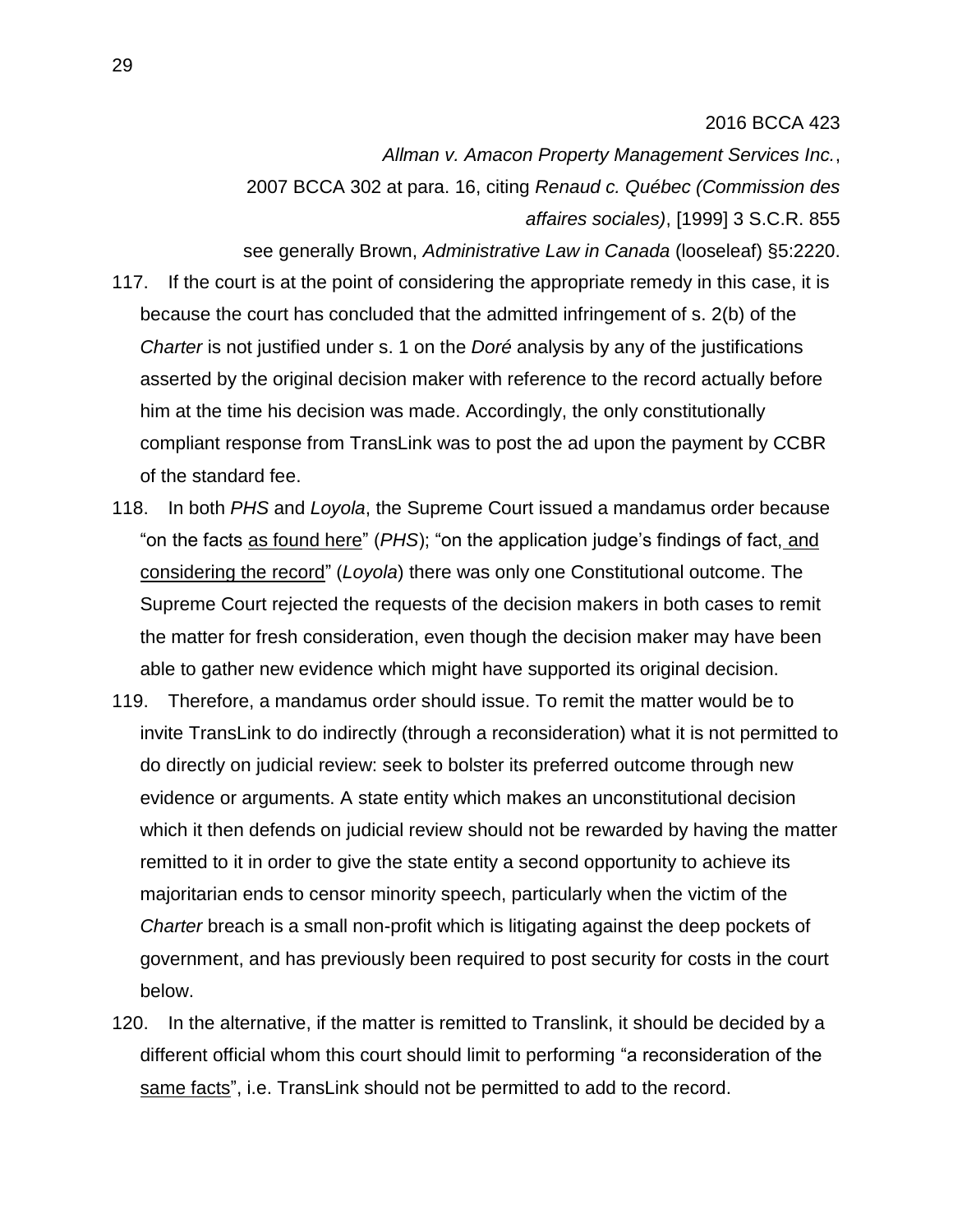2016 BCCA 423

*Allman v. Amacon Property Management Services Inc.*, 2007 BCCA 302 at para. 16, citing *Renaud c. Québec (Commission des affaires sociales)*, [1999] 3 S.C.R. 855

see generally Brown, *Administrative Law in Canada* (looseleaf) §5:2220.

117. If the court is at the point of considering the appropriate remedy in this case, it is because the court has concluded that the admitted infringement of s. 2(b) of the *Charter* is not justified under s. 1 on the *Doré* analysis by any of the justifications asserted by the original decision maker with reference to the record actually before him at the time his decision was made. Accordingly, the only constitutionally compliant response from TransLink was to post the ad upon the payment by CCBR of the standard fee.

118. In both *PHS* and *Loyola*, the Supreme Court issued a mandamus order because "on the facts <u>as found here</u>" (*PHS*); "on the application judge's findings of fact, <u>and considering the record</u>" (*Loyola*) there was only one Constitutional outcome. The Supreme Court rejected the requests of the decision makers in both cases to remit the matter for fresh consideration, even though the decision maker may have been able to gather new evidence which might have supported its original decision.

119. Therefore, a mandamus order should issue. To remit the matter would be to invite TransLink to do indirectly (through a reconsideration) what it is not permitted to do directly on judicial review: seek to bolster its preferred outcome through new evidence or arguments. A state entity which makes an unconstitutional decision which it then defends on judicial review should not be rewarded by having the matter remitted to it in order to give the state entity a second opportunity to achieve its majoritarian ends to censor minority speech, particularly when the victim of the *Charter* breach is a small non-profit which is litigating against the deep pockets of government, and has previously been required to post security for costs in the court below.

120. In the alternative, if the matter is remitted to Translink, it should be decided by a different official whom this court should limit to performing "a reconsideration of the <u>same facts</u>", i.e. TransLink should not be permitted to add to the record.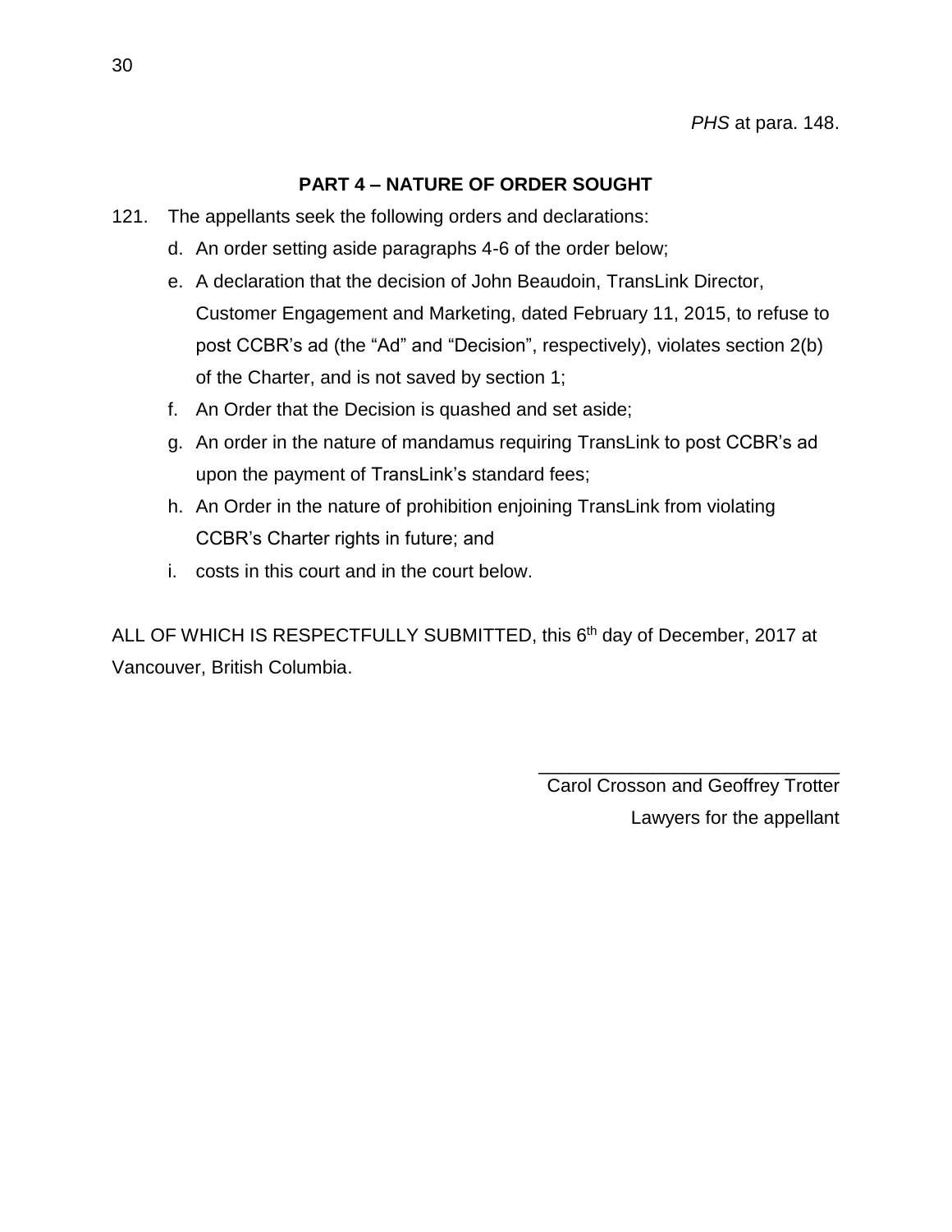*PHS* at para. 148.

## PART 4 – NATURE OF ORDER SOUGHT

121. The appellants seek the following orders and declarations:

   d. An order setting aside paragraphs 4-6 of the order below;

   e. A declaration that the decision of John Beaudoin, TransLink Director, Customer Engagement and Marketing, dated February 11, 2015, to refuse to post CCBR's ad (the "Ad" and "Decision", respectively), violates section 2(b) of the Charter, and is not saved by section 1;

   f. An Order that the Decision is quashed and set aside;

   g. An order in the nature of mandamus requiring TransLink to post CCBR's ad upon the payment of TransLink's standard fees;

   h. An Order in the nature of prohibition enjoining TransLink from violating CCBR's Charter rights in future; and

   i. costs in this court and in the court below.

ALL OF WHICH IS RESPECTFULLY SUBMITTED, this 6th day of December, 2017 at Vancouver, British Columbia.

\_\_\_\_\_\_\_\_\_\_\_\_\_\_\_\_\_\_\_\_\_\_\_\_\_\_\_\_\_\_

Carol Crosson and Geoffrey Trotter

Lawyers for the appellant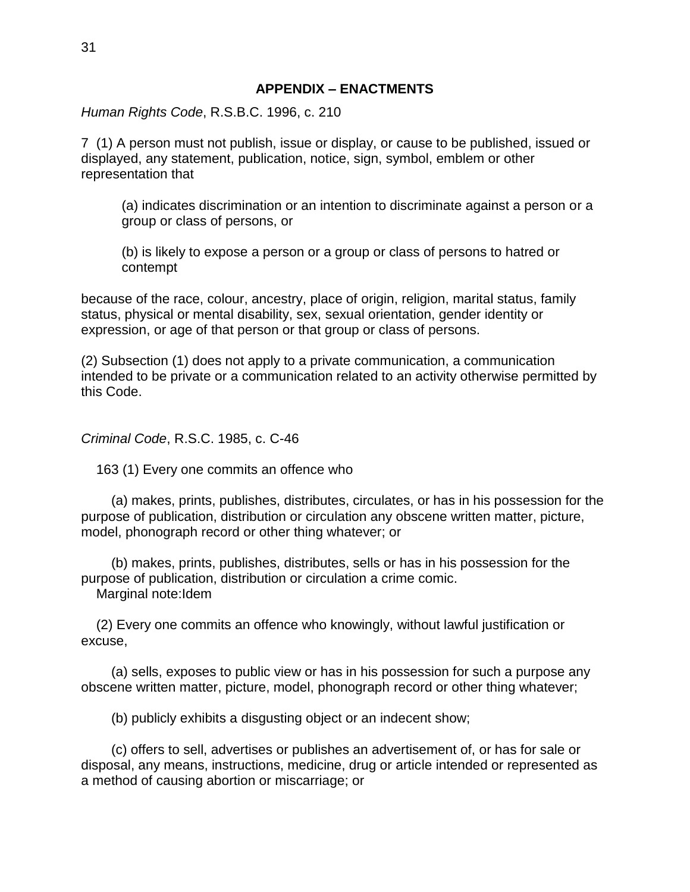## APPENDIX – ENACTMENTS

*Human Rights Code*, R.S.B.C. 1996, c. 210

7 (1) A person must not publish, issue or display, or cause to be published, issued or displayed, any statement, publication, notice, sign, symbol, emblem or other representation that

> (a) indicates discrimination or an intention to discriminate against a person or a group or class of persons, or
>
> (b) is likely to expose a person or a group or class of persons to hatred or contempt

because of the race, colour, ancestry, place of origin, religion, marital status, family status, physical or mental disability, sex, sexual orientation, gender identity or expression, or age of that person or that group or class of persons.

(2) Subsection (1) does not apply to a private communication, a communication intended to be private or a communication related to an activity otherwise permitted by this Code.

*Criminal Code*, R.S.C. 1985, c. C-46

163 (1) Every one commits an offence who

(a) makes, prints, publishes, distributes, circulates, or has in his possession for the purpose of publication, distribution or circulation any obscene written matter, picture, model, phonograph record or other thing whatever; or

(b) makes, prints, publishes, distributes, sells or has in his possession for the purpose of publication, distribution or circulation a crime comic.

Marginal note:Idem

(2) Every one commits an offence who knowingly, without lawful justification or excuse,

(a) sells, exposes to public view or has in his possession for such a purpose any obscene written matter, picture, model, phonograph record or other thing whatever;

(b) publicly exhibits a disgusting object or an indecent show;

(c) offers to sell, advertises or publishes an advertisement of, or has for sale or disposal, any means, instructions, medicine, drug or article intended or represented as a method of causing abortion or miscarriage; or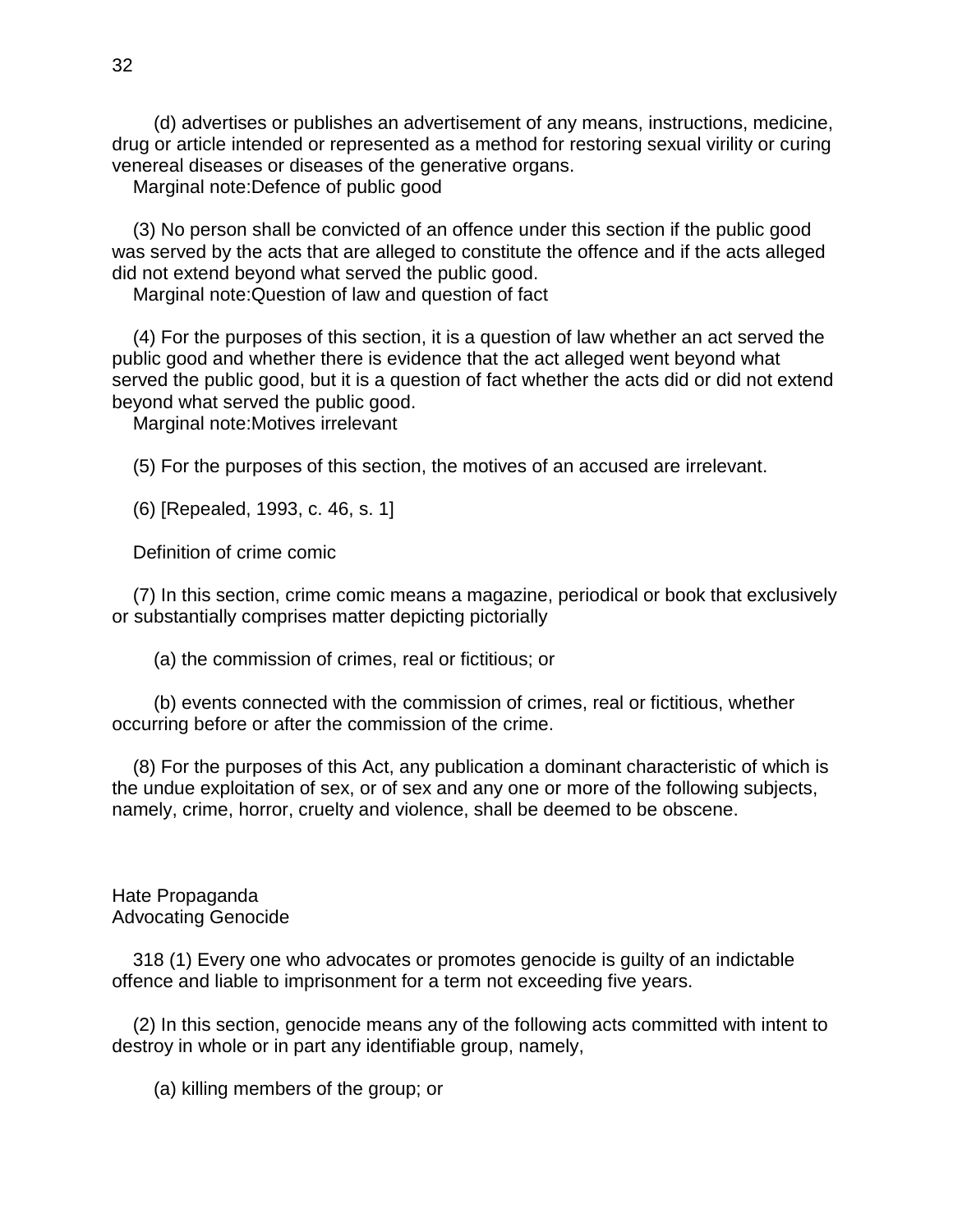(d) advertises or publishes an advertisement of any means, instructions, medicine, drug or article intended or represented as a method for restoring sexual virility or curing venereal diseases or diseases of the generative organs.

Marginal note:Defence of public good

(3) No person shall be convicted of an offence under this section if the public good was served by the acts that are alleged to constitute the offence and if the acts alleged did not extend beyond what served the public good.

Marginal note:Question of law and question of fact

(4) For the purposes of this section, it is a question of law whether an act served the public good and whether there is evidence that the act alleged went beyond what served the public good, but it is a question of fact whether the acts did or did not extend beyond what served the public good.

Marginal note:Motives irrelevant

(5) For the purposes of this section, the motives of an accused are irrelevant.

(6) [Repealed, 1993, c. 46, s. 1]

Definition of crime comic

(7) In this section, crime comic means a magazine, periodical or book that exclusively or substantially comprises matter depicting pictorially

(a) the commission of crimes, real or fictitious; or

(b) events connected with the commission of crimes, real or fictitious, whether occurring before or after the commission of the crime.

(8) For the purposes of this Act, any publication a dominant characteristic of which is the undue exploitation of sex, or of sex and any one or more of the following subjects, namely, crime, horror, cruelty and violence, shall be deemed to be obscene.

## Hate Propaganda

### Advocating Genocide

318 (1) Every one who advocates or promotes genocide is guilty of an indictable offence and liable to imprisonment for a term not exceeding five years.

(2) In this section, genocide means any of the following acts committed with intent to destroy in whole or in part any identifiable group, namely,

(a) killing members of the group; or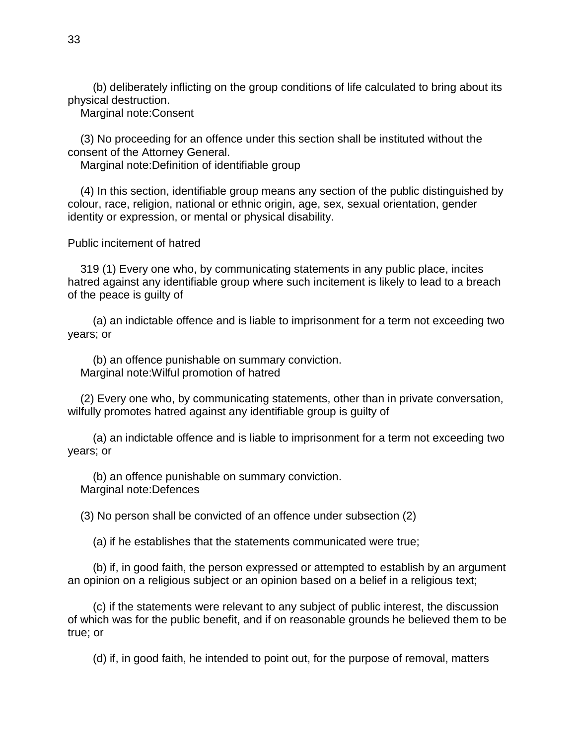(b) deliberately inflicting on the group conditions of life calculated to bring about its physical destruction.

Marginal note:Consent

(3) No proceeding for an offence under this section shall be instituted without the consent of the Attorney General.

Marginal note:Definition of identifiable group

(4) In this section, identifiable group means any section of the public distinguished by colour, race, religion, national or ethnic origin, age, sex, sexual orientation, gender identity or expression, or mental or physical disability.

Public incitement of hatred

319 (1) Every one who, by communicating statements in any public place, incites hatred against any identifiable group where such incitement is likely to lead to a breach of the peace is guilty of

(a) an indictable offence and is liable to imprisonment for a term not exceeding two years; or

(b) an offence punishable on summary conviction.

Marginal note:Wilful promotion of hatred

(2) Every one who, by communicating statements, other than in private conversation, wilfully promotes hatred against any identifiable group is guilty of

(a) an indictable offence and is liable to imprisonment for a term not exceeding two years; or

(b) an offence punishable on summary conviction.

Marginal note:Defences

(3) No person shall be convicted of an offence under subsection (2)

(a) if he establishes that the statements communicated were true;

(b) if, in good faith, the person expressed or attempted to establish by an argument an opinion on a religious subject or an opinion based on a belief in a religious text;

(c) if the statements were relevant to any subject of public interest, the discussion of which was for the public benefit, and if on reasonable grounds he believed them to be true; or

(d) if, in good faith, he intended to point out, for the purpose of removal, matters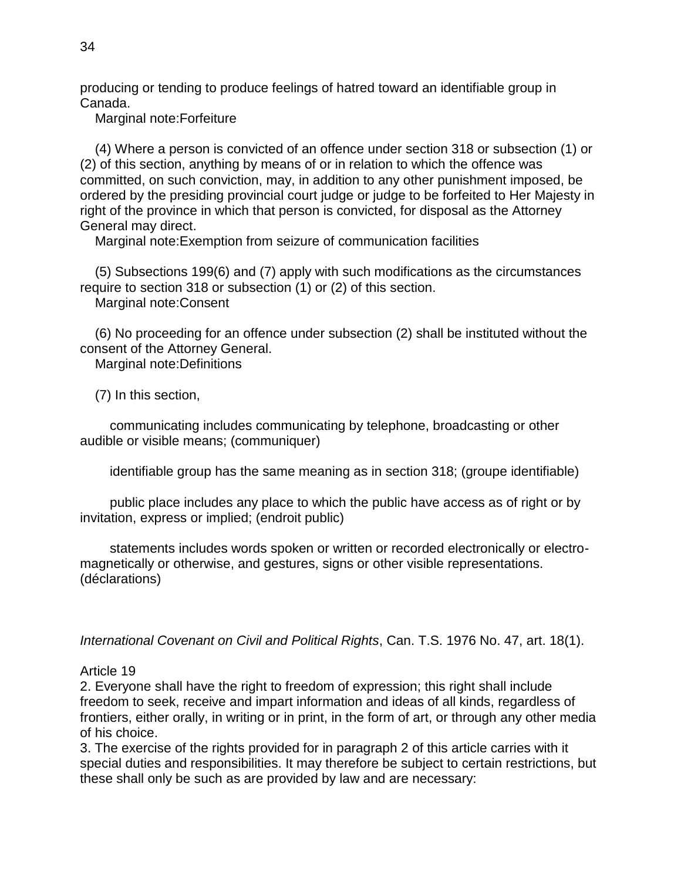producing or tending to produce feelings of hatred toward an identifiable group in Canada.

Marginal note:Forfeiture

(4) Where a person is convicted of an offence under section 318 or subsection (1) or (2) of this section, anything by means of or in relation to which the offence was committed, on such conviction, may, in addition to any other punishment imposed, be ordered by the presiding provincial court judge or judge to be forfeited to Her Majesty in right of the province in which that person is convicted, for disposal as the Attorney General may direct.

Marginal note:Exemption from seizure of communication facilities

(5) Subsections 199(6) and (7) apply with such modifications as the circumstances require to section 318 or subsection (1) or (2) of this section.

Marginal note:Consent

(6) No proceeding for an offence under subsection (2) shall be instituted without the consent of the Attorney General.

Marginal note:Definitions

(7) In this section,

communicating includes communicating by telephone, broadcasting or other audible or visible means; (communiquer)

identifiable group has the same meaning as in section 318; (groupe identifiable)

public place includes any place to which the public have access as of right or by invitation, express or implied; (endroit public)

statements includes words spoken or written or recorded electronically or electro-magnetically or otherwise, and gestures, signs or other visible representations. (déclarations)

*International Covenant on Civil and Political Rights*, Can. T.S. 1976 No. 47, art. 18(1).

Article 19

2. Everyone shall have the right to freedom of expression; this right shall include freedom to seek, receive and impart information and ideas of all kinds, regardless of frontiers, either orally, in writing or in print, in the form of art, or through any other media of his choice.

3. The exercise of the rights provided for in paragraph 2 of this article carries with it special duties and responsibilities. It may therefore be subject to certain restrictions, but these shall only be such as are provided by law and are necessary: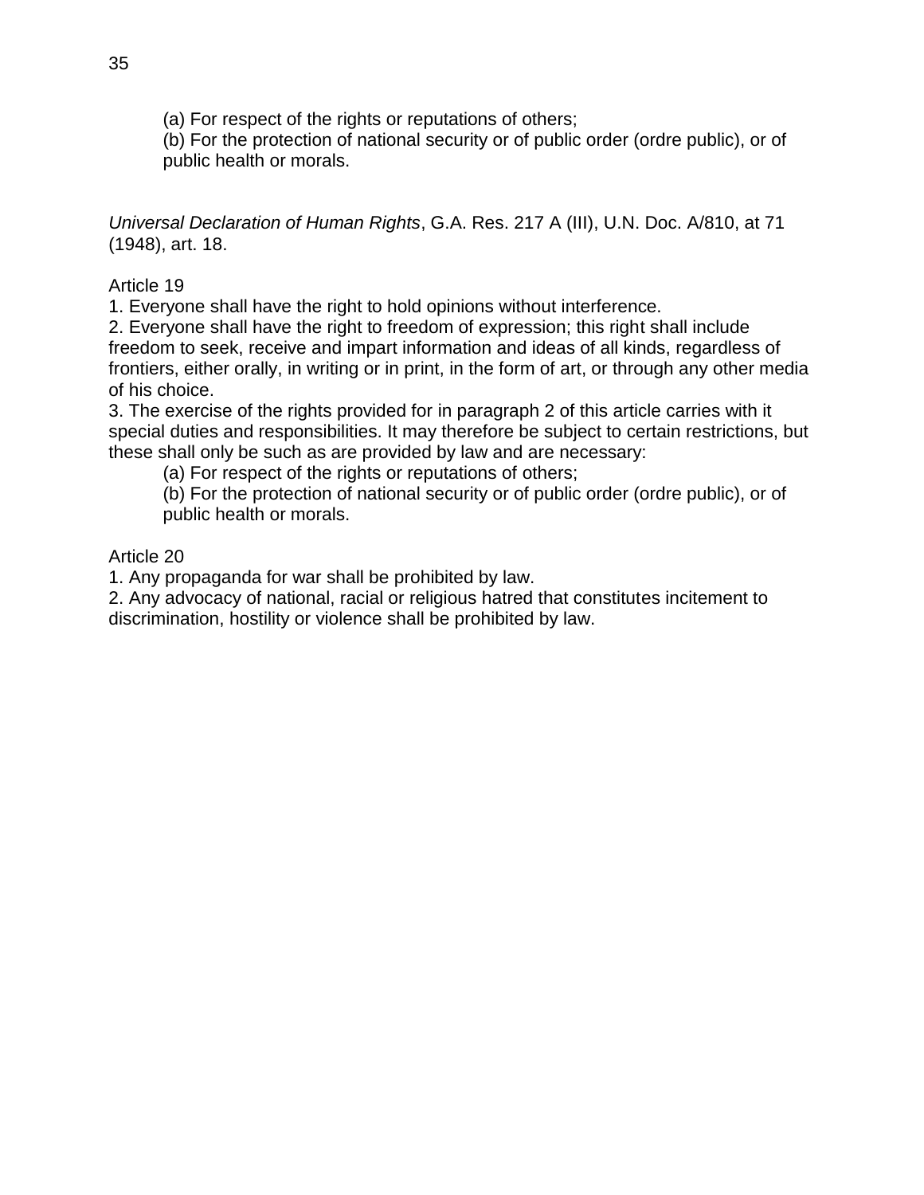(a) For respect of the rights or reputations of others;
(b) For the protection of national security or of public order (ordre public), or of public health or morals.

*Universal Declaration of Human Rights*, G.A. Res. 217 A (III), U.N. Doc. A/810, at 71 (1948), art. 18.

Article 19
1. Everyone shall have the right to hold opinions without interference.
2. Everyone shall have the right to freedom of expression; this right shall include freedom to seek, receive and impart information and ideas of all kinds, regardless of frontiers, either orally, in writing or in print, in the form of art, or through any other media of his choice.
3. The exercise of the rights provided for in paragraph 2 of this article carries with it special duties and responsibilities. It may therefore be subject to certain restrictions, but these shall only be such as are provided by law and are necessary:

(a) For respect of the rights or reputations of others;
(b) For the protection of national security or of public order (ordre public), or of public health or morals.

Article 20
1. Any propaganda for war shall be prohibited by law.
2. Any advocacy of national, racial or religious hatred that constitutes incitement to discrimination, hostility or violence shall be prohibited by law.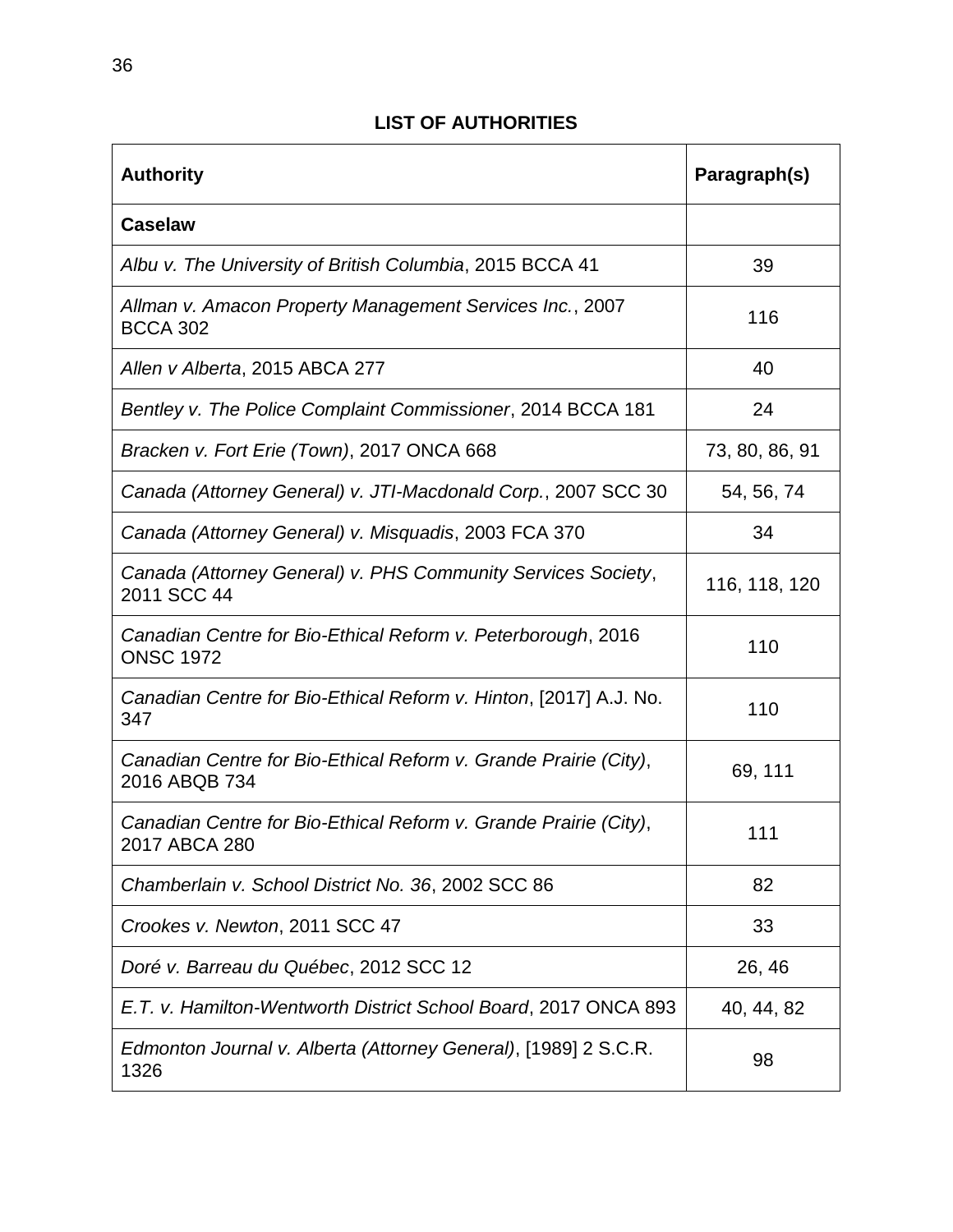## LIST OF AUTHORITIES

| **Authority** | **Paragraph(s)** |
|---|---|
| **Caselaw** | |
| *Albu v. The University of British Columbia*, 2015 BCCA 41 | 39 |
| *Allman v. Amacon Property Management Services Inc.*, 2007 BCCA 302 | 116 |
| *Allen v Alberta*, 2015 ABCA 277 | 40 |
| *Bentley v. The Police Complaint Commissioner*, 2014 BCCA 181 | 24 |
| *Bracken v. Fort Erie (Town)*, 2017 ONCA 668 | 73, 80, 86, 91 |
| *Canada (Attorney General) v. JTI-Macdonald Corp.*, 2007 SCC 30 | 54, 56, 74 |
| *Canada (Attorney General) v. Misquadis*, 2003 FCA 370 | 34 |
| *Canada (Attorney General) v. PHS Community Services Society*, 2011 SCC 44 | 116, 118, 120 |
| *Canadian Centre for Bio-Ethical Reform v. Peterborough*, 2016 ONSC 1972 | 110 |
| *Canadian Centre for Bio-Ethical Reform v. Hinton*, [2017] A.J. No. 347 | 110 |
| *Canadian Centre for Bio-Ethical Reform v. Grande Prairie (City)*, 2016 ABQB 734 | 69, 111 |
| *Canadian Centre for Bio-Ethical Reform v. Grande Prairie (City)*, 2017 ABCA 280 | 111 |
| *Chamberlain v. School District No. 36*, 2002 SCC 86 | 82 |
| *Crookes v. Newton*, 2011 SCC 47 | 33 |
| *Doré v. Barreau du Québec*, 2012 SCC 12 | 26, 46 |
| *E.T. v. Hamilton-Wentworth District School Board*, 2017 ONCA 893 | 40, 44, 82 |
| *Edmonton Journal v. Alberta (Attorney General)*, [1989] 2 S.C.R. 1326 | 98 |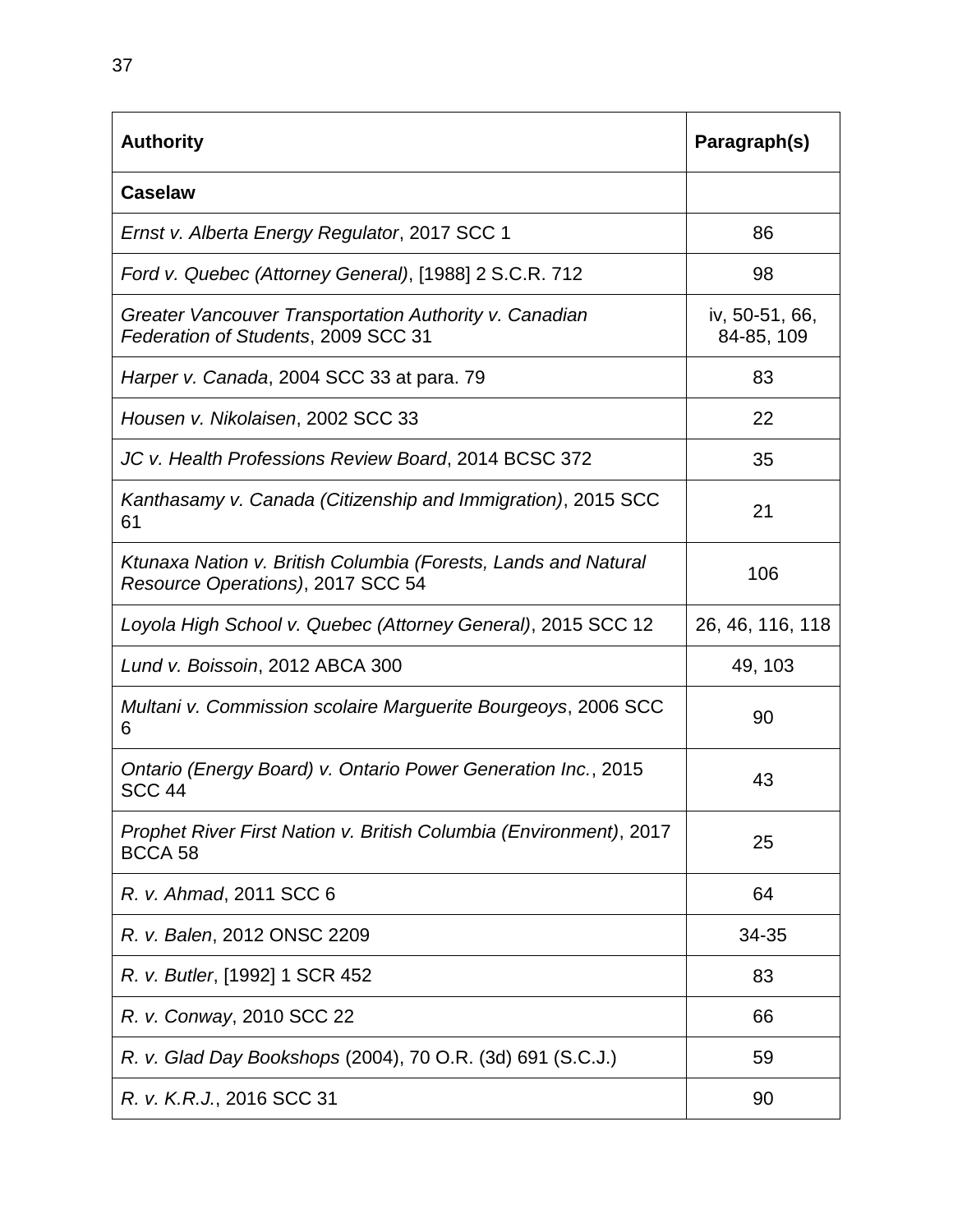| **Authority** | **Paragraph(s)** |
| --- | --- |
| **Caselaw** | |
| *Ernst v. Alberta Energy Regulator*, 2017 SCC 1 | 86 |
| *Ford v. Quebec (Attorney General)*, [1988] 2 S.C.R. 712 | 98 |
| *Greater Vancouver Transportation Authority v. Canadian Federation of Students*, 2009 SCC 31 | iv, 50-51, 66, 84-85, 109 |
| *Harper v. Canada*, 2004 SCC 33 at para. 79 | 83 |
| *Housen v. Nikolaisen*, 2002 SCC 33 | 22 |
| *JC v. Health Professions Review Board*, 2014 BCSC 372 | 35 |
| *Kanthasamy v. Canada (Citizenship and Immigration)*, 2015 SCC 61 | 21 |
| *Ktunaxa Nation v. British Columbia (Forests, Lands and Natural Resource Operations)*, 2017 SCC 54 | 106 |
| *Loyola High School v. Quebec (Attorney General)*, 2015 SCC 12 | 26, 46, 116, 118 |
| *Lund v. Boissoin*, 2012 ABCA 300 | 49, 103 |
| *Multani v. Commission scolaire Marguerite Bourgeoys*, 2006 SCC 6 | 90 |
| *Ontario (Energy Board) v. Ontario Power Generation Inc.*, 2015 SCC 44 | 43 |
| *Prophet River First Nation v. British Columbia (Environment)*, 2017 BCCA 58 | 25 |
| *R. v. Ahmad*, 2011 SCC 6 | 64 |
| *R. v. Balen*, 2012 ONSC 2209 | 34-35 |
| *R. v. Butler*, [1992] 1 SCR 452 | 83 |
| *R. v. Conway*, 2010 SCC 22 | 66 |
| *R. v. Glad Day Bookshops* (2004), 70 O.R. (3d) 691 (S.C.J.) | 59 |
| *R. v. K.R.J.*, 2016 SCC 31 | 90 |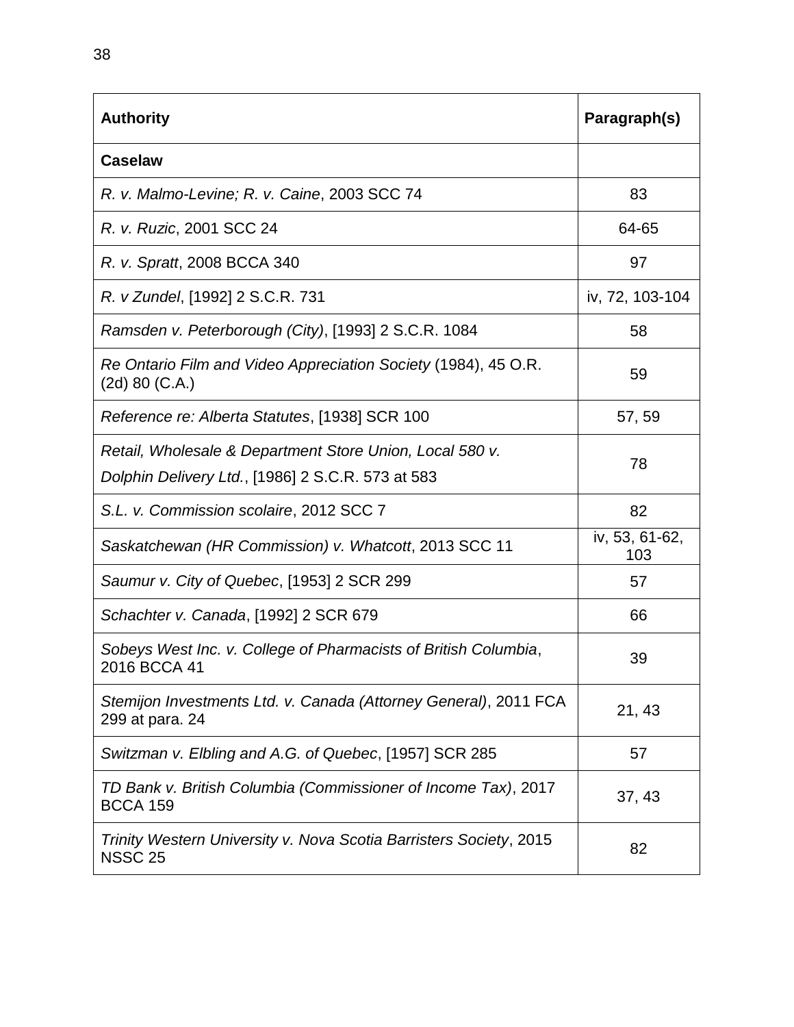| **Authority** | **Paragraph(s)** |
|---|---|
| **Caselaw** | |
| *R. v. Malmo-Levine; R. v. Caine*, 2003 SCC 74 | 83 |
| *R. v. Ruzic*, 2001 SCC 24 | 64-65 |
| *R. v. Spratt*, 2008 BCCA 340 | 97 |
| *R. v Zundel*, [1992] 2 S.C.R. 731 | iv, 72, 103-104 |
| *Ramsden v. Peterborough (City)*, [1993] 2 S.C.R. 1084 | 58 |
| *Re Ontario Film and Video Appreciation Society* (1984), 45 O.R. (2d) 80 (C.A.) | 59 |
| *Reference re: Alberta Statutes*, [1938] SCR 100 | 57, 59 |
| *Retail, Wholesale & Department Store Union, Local 580 v. Dolphin Delivery Ltd.*, [1986] 2 S.C.R. 573 at 583 | 78 |
| *S.L. v. Commission scolaire*, 2012 SCC 7 | 82 |
| *Saskatchewan (HR Commission) v. Whatcott*, 2013 SCC 11 | iv, 53, 61-62, 103 |
| *Saumur v. City of Quebec*, [1953] 2 SCR 299 | 57 |
| *Schachter v. Canada*, [1992] 2 SCR 679 | 66 |
| *Sobeys West Inc. v. College of Pharmacists of British Columbia*, 2016 BCCA 41 | 39 |
| *Stemijon Investments Ltd. v. Canada (Attorney General)*, 2011 FCA 299 at para. 24 | 21, 43 |
| *Switzman v. Elbling and A.G. of Quebec*, [1957] SCR 285 | 57 |
| *TD Bank v. British Columbia (Commissioner of Income Tax)*, 2017 BCCA 159 | 37, 43 |
| *Trinity Western University v. Nova Scotia Barristers Society*, 2015 NSSC 25 | 82 |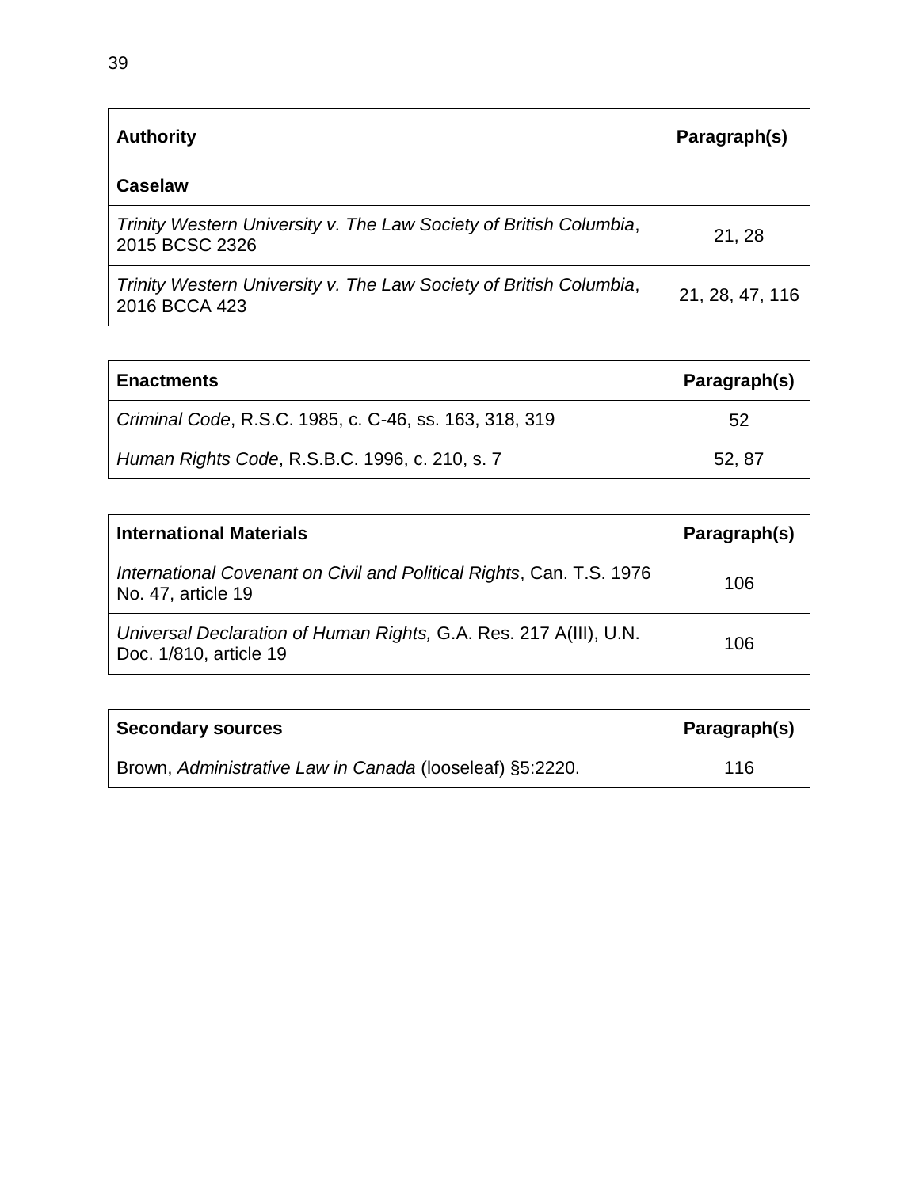| **Authority** | **Paragraph(s)** |
|---|---|
| **Caselaw** | |
| *Trinity Western University v. The Law Society of British Columbia*, 2015 BCSC 2326 | 21, 28 |
| *Trinity Western University v. The Law Society of British Columbia*, 2016 BCCA 423 | 21, 28, 47, 116 |

| **Enactments** | **Paragraph(s)** |
|---|---|
| *Criminal Code*, R.S.C. 1985, c. C-46, ss. 163, 318, 319 | 52 |
| *Human Rights Code*, R.S.B.C. 1996, c. 210, s. 7 | 52, 87 |

| **International Materials** | **Paragraph(s)** |
|---|---|
| *International Covenant on Civil and Political Rights*, Can. T.S. 1976 No. 47, article 19 | 106 |
| *Universal Declaration of Human Rights,* G.A. Res. 217 A(III), U.N. Doc. 1/810, article 19 | 106 |

| **Secondary sources** | **Paragraph(s)** |
|---|---|
| Brown, *Administrative Law in Canada* (looseleaf) §5:2220. | 116 |